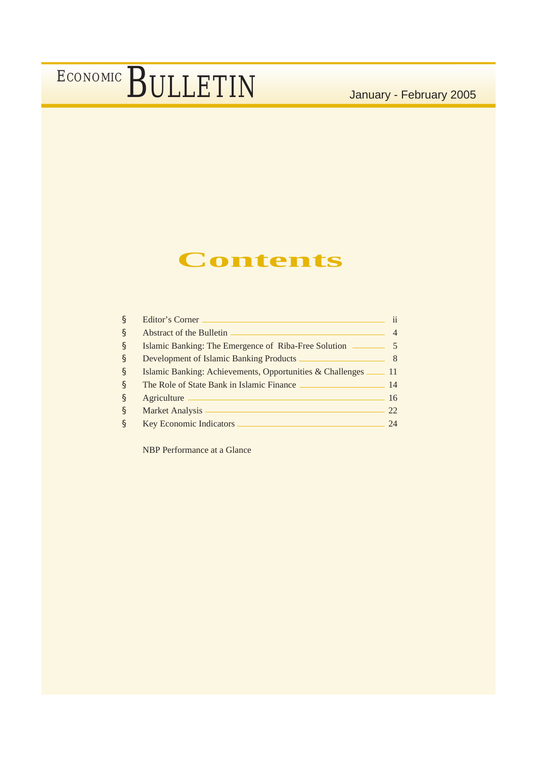# ECONOMIC BULLETIN

January - February 2005

## Contents

| | | |
|---|---|---|
| § | Editor's Corner | ii |
| § | Abstract of the Bulletin | 4 |
| § | Islamic Banking: The Emergence of Riba-Free Solution | 5 |
| § | Development of Islamic Banking Products | 8 |
| § | Islamic Banking: Achievements, Opportunities & Challenges | 11 |
| § | The Role of State Bank in Islamic Finance | 14 |
| § | Agriculture | 16 |
| § | Market Analysis | 22 |
| § | Key Economic Indicators | 24 |

NBP Performance at a Glance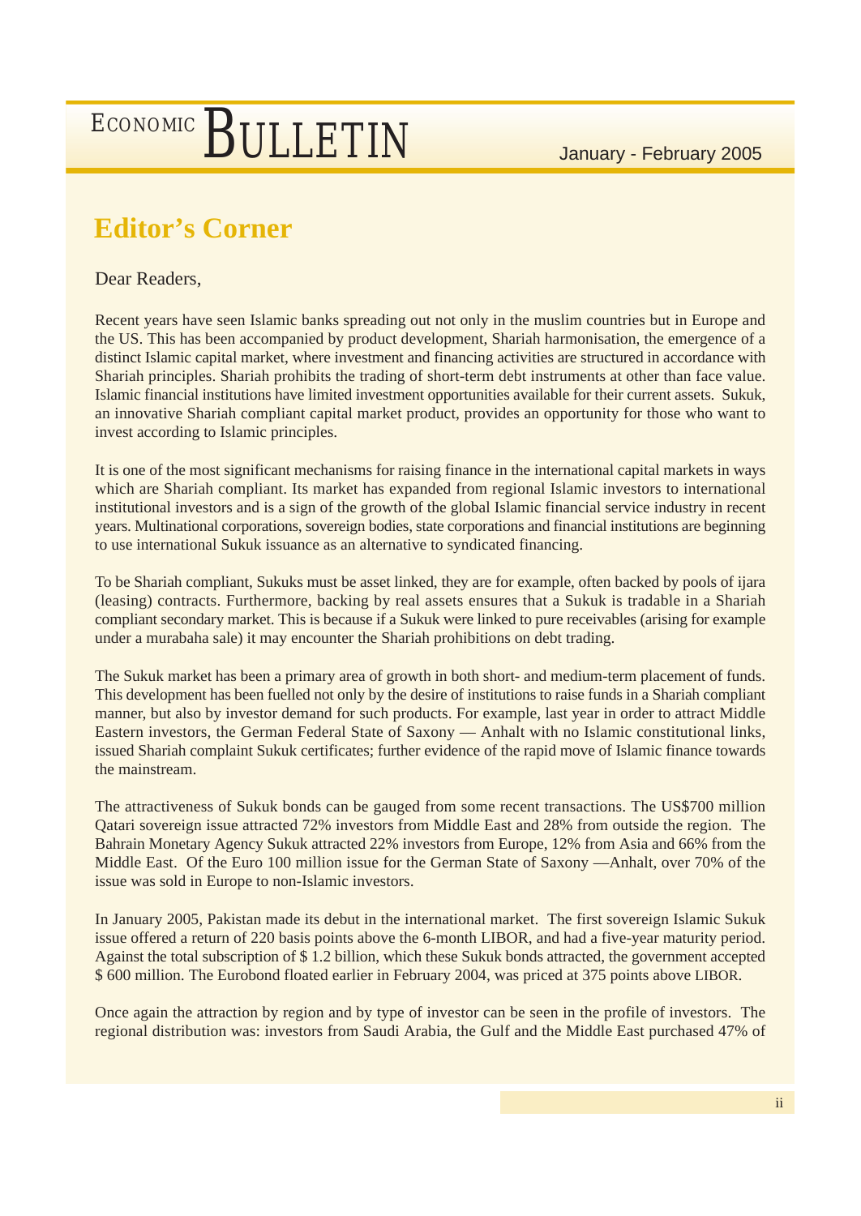## Editor's Corner

Dear Readers,

Recent years have seen Islamic banks spreading out not only in the muslim countries but in Europe and the US. This has been accompanied by product development, Shariah harmonisation, the emergence of a distinct Islamic capital market, where investment and financing activities are structured in accordance with Shariah principles. Shariah prohibits the trading of short-term debt instruments at other than face value. Islamic financial institutions have limited investment opportunities available for their current assets. Sukuk, an innovative Shariah compliant capital market product, provides an opportunity for those who want to invest according to Islamic principles.

It is one of the most significant mechanisms for raising finance in the international capital markets in ways which are Shariah compliant. Its market has expanded from regional Islamic investors to international institutional investors and is a sign of the growth of the global Islamic financial service industry in recent years. Multinational corporations, sovereign bodies, state corporations and financial institutions are beginning to use international Sukuk issuance as an alternative to syndicated financing.

To be Shariah compliant, Sukuks must be asset linked, they are for example, often backed by pools of ijara (leasing) contracts. Furthermore, backing by real assets ensures that a Sukuk is tradable in a Shariah compliant secondary market. This is because if a Sukuk were linked to pure receivables (arising for example under a murabaha sale) it may encounter the Shariah prohibitions on debt trading.

The Sukuk market has been a primary area of growth in both short- and medium-term placement of funds. This development has been fuelled not only by the desire of institutions to raise funds in a Shariah compliant manner, but also by investor demand for such products. For example, last year in order to attract Middle Eastern investors, the German Federal State of Saxony — Anhalt with no Islamic constitutional links, issued Shariah complaint Sukuk certificates; further evidence of the rapid move of Islamic finance towards the mainstream.

The attractiveness of Sukuk bonds can be gauged from some recent transactions. The US$700 million Qatari sovereign issue attracted 72% investors from Middle East and 28% from outside the region. The Bahrain Monetary Agency Sukuk attracted 22% investors from Europe, 12% from Asia and 66% from the Middle East. Of the Euro 100 million issue for the German State of Saxony —Anhalt, over 70% of the issue was sold in Europe to non-Islamic investors.

In January 2005, Pakistan made its debut in the international market. The first sovereign Islamic Sukuk issue offered a return of 220 basis points above the 6-month LIBOR, and had a five-year maturity period. Against the total subscription of $ 1.2 billion, which these Sukuk bonds attracted, the government accepted $ 600 million. The Eurobond floated earlier in February 2004, was priced at 375 points above LIBOR.

Once again the attraction by region and by type of investor can be seen in the profile of investors. The regional distribution was: investors from Saudi Arabia, the Gulf and the Middle East purchased 47% of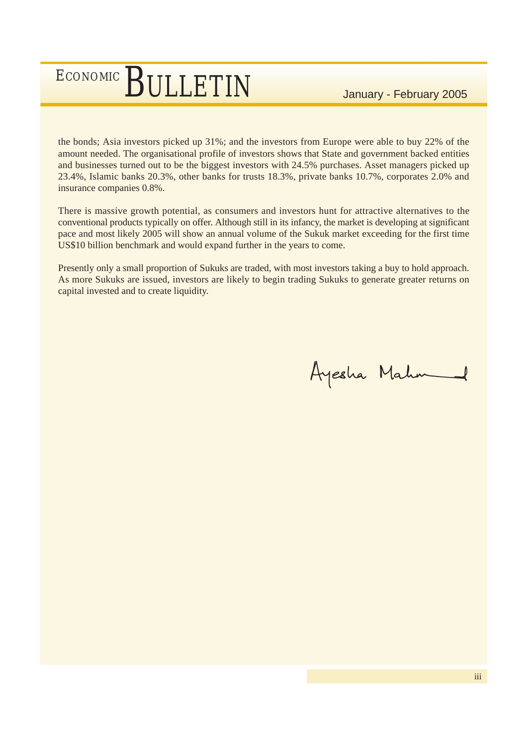the bonds; Asia investors picked up 31%; and the investors from Europe were able to buy 22% of the amount needed. The organisational profile of investors shows that State and government backed entities and businesses turned out to be the biggest investors with 24.5% purchases. Asset managers picked up 23.4%, Islamic banks 20.3%, other banks for trusts 18.3%, private banks 10.7%, corporates 2.0% and insurance companies 0.8%.

There is massive growth potential, as consumers and investors hunt for attractive alternatives to the conventional products typically on offer. Although still in its infancy, the market is developing at significant pace and most likely 2005 will show an annual volume of the Sukuk market exceeding for the first time US$10 billion benchmark and would expand further in the years to come.

Presently only a small proportion of Sukuks are traded, with most investors taking a buy to hold approach. As more Sukuks are issued, investors are likely to begin trading Sukuks to generate greater returns on capital invested and to create liquidity.

Ayesha Mahmud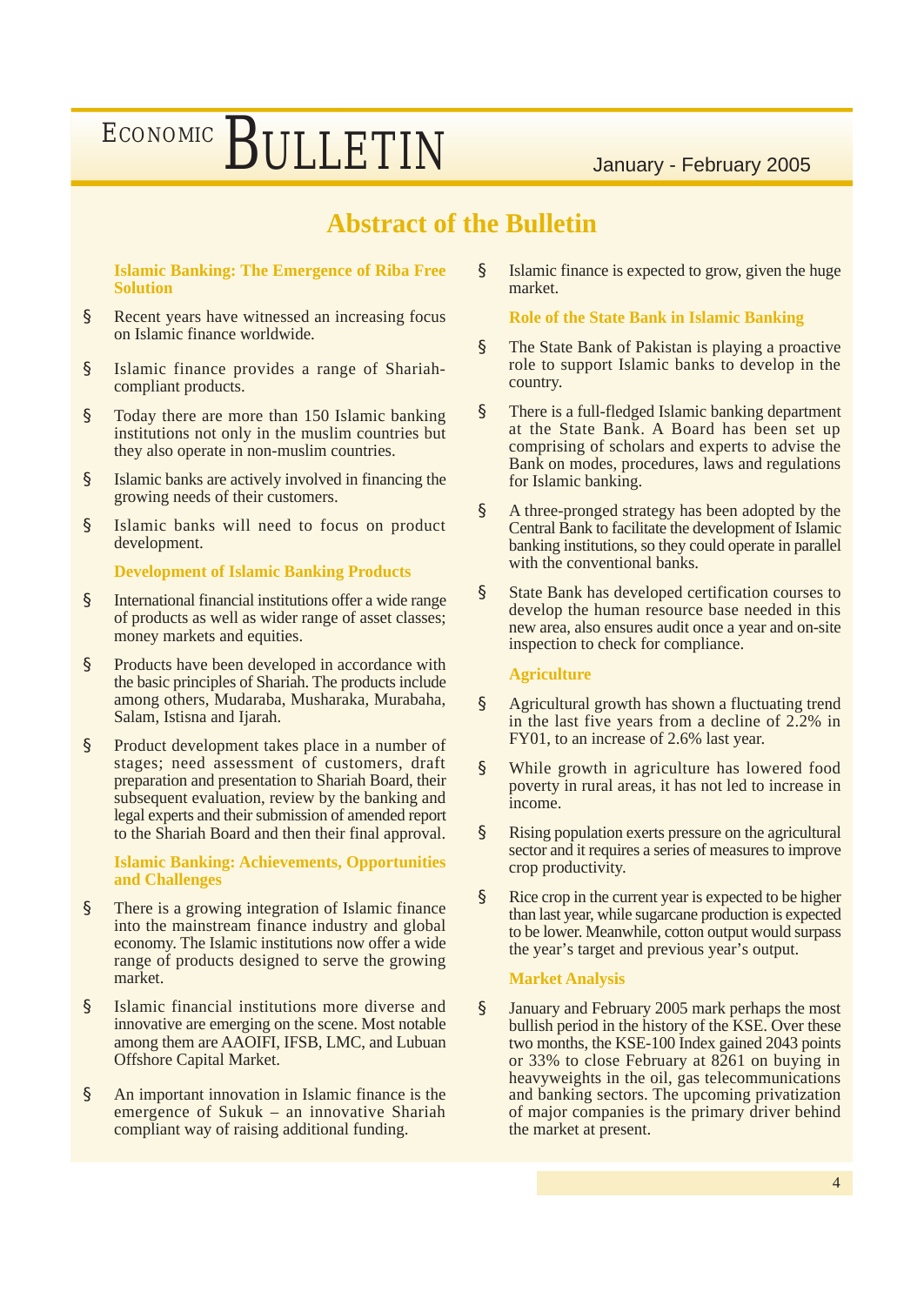# Abstract of the Bulletin

### Islamic Banking: The Emergence of Riba Free Solution

- Recent years have witnessed an increasing focus on Islamic finance worldwide.
- Islamic finance provides a range of Shariah-compliant products.
- Today there are more than 150 Islamic banking institutions not only in the muslim countries but they also operate in non-muslim countries.
- Islamic banks are actively involved in financing the growing needs of their customers.
- Islamic banks will need to focus on product development.

### Development of Islamic Banking Products

- International financial institutions offer a wide range of products as well as wider range of asset classes; money markets and equities.
- Products have been developed in accordance with the basic principles of Shariah. The products include among others, Mudaraba, Musharaka, Murabaha, Salam, Istisna and Ijarah.
- Product development takes place in a number of stages; need assessment of customers, draft preparation and presentation to Shariah Board, their subsequent evaluation, review by the banking and legal experts and their submission of amended report to the Shariah Board and then their final approval.

### Islamic Banking: Achievements, Opportunities and Challenges

- There is a growing integration of Islamic finance into the mainstream finance industry and global economy. The Islamic institutions now offer a wide range of products designed to serve the growing market.
- Islamic financial institutions more diverse and innovative are emerging on the scene. Most notable among them are AAOIFI, IFSB, LMC, and Lubuan Offshore Capital Market.
- An important innovation in Islamic finance is the emergence of Sukuk – an innovative Shariah compliant way of raising additional funding.
- Islamic finance is expected to grow, given the huge market.

### Role of the State Bank in Islamic Banking

- The State Bank of Pakistan is playing a proactive role to support Islamic banks to develop in the country.
- There is a full-fledged Islamic banking department at the State Bank. A Board has been set up comprising of scholars and experts to advise the Bank on modes, procedures, laws and regulations for Islamic banking.
- A three-pronged strategy has been adopted by the Central Bank to facilitate the development of Islamic banking institutions, so they could operate in parallel with the conventional banks.
- State Bank has developed certification courses to develop the human resource base needed in this new area, also ensures audit once a year and on-site inspection to check for compliance.

### Agriculture

- Agricultural growth has shown a fluctuating trend in the last five years from a decline of 2.2% in FY01, to an increase of 2.6% last year.
- While growth in agriculture has lowered food poverty in rural areas, it has not led to increase in income.
- Rising population exerts pressure on the agricultural sector and it requires a series of measures to improve crop productivity.
- Rice crop in the current year is expected to be higher than last year, while sugarcane production is expected to be lower. Meanwhile, cotton output would surpass the year's target and previous year's output.

### Market Analysis

- January and February 2005 mark perhaps the most bullish period in the history of the KSE. Over these two months, the KSE-100 Index gained 2043 points or 33% to close February at 8261 on buying in heavyweights in the oil, gas telecommunications and banking sectors. The upcoming privatization of major companies is the primary driver behind the market at present.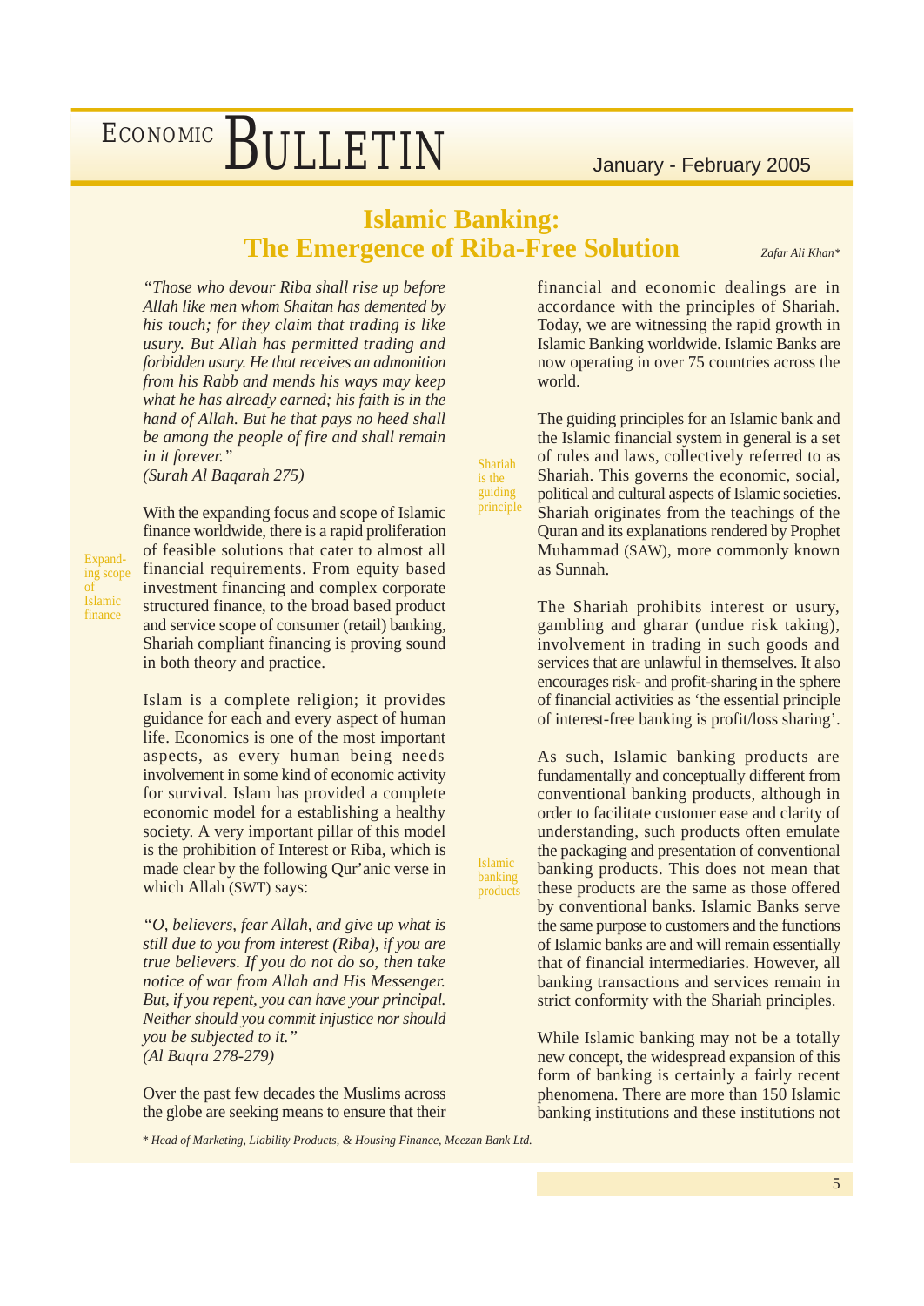# Islamic Banking: The Emergence of Riba-Free Solution

*Zafar Ali Khan**

*"Those who devour Riba shall rise up before Allah like men whom Shaitan has demented by his touch; for they claim that trading is like usury. But Allah has permitted trading and forbidden usury. He that receives an admonition from his Rabb and mends his ways may keep what he has already earned; his faith is in the hand of Allah. But he that pays no heed shall be among the people of fire and shall remain in it forever."*
*(Surah Al Baqarah 275)*

Expanding scope of Islamic finance

With the expanding focus and scope of Islamic finance worldwide, there is a rapid proliferation of feasible solutions that cater to almost all financial requirements. From equity based investment financing and complex corporate structured finance, to the broad based product and service scope of consumer (retail) banking, Shariah compliant financing is proving sound in both theory and practice.

Islam is a complete religion; it provides guidance for each and every aspect of human life. Economics is one of the most important aspects, as every human being needs involvement in some kind of economic activity for survival. Islam has provided a complete economic model for a establishing a healthy society. A very important pillar of this model is the prohibition of Interest or Riba, which is made clear by the following Qur'anic verse in which Allah (SWT) says:

*"O, believers, fear Allah, and give up what is still due to you from interest (Riba), if you are true believers. If you do not do so, then take notice of war from Allah and His Messenger. But, if you repent, you can have your principal. Neither should you commit injustice nor should you be subjected to it."*
*(Al Baqra 278-279)*

Over the past few decades the Muslims across the globe are seeking means to ensure that their financial and economic dealings are in accordance with the principles of Shariah. Today, we are witnessing the rapid growth in Islamic Banking worldwide. Islamic Banks are now operating in over 75 countries across the world.

Shariah is the guiding principle

The guiding principles for an Islamic bank and the Islamic financial system in general is a set of rules and laws, collectively referred to as Shariah. This governs the economic, social, political and cultural aspects of Islamic societies. Shariah originates from the teachings of the Quran and its explanations rendered by Prophet Muhammad (SAW), more commonly known as Sunnah.

The Shariah prohibits interest or usury, gambling and gharar (undue risk taking), involvement in trading in such goods and services that are unlawful in themselves. It also encourages risk- and profit-sharing in the sphere of financial activities as 'the essential principle of interest-free banking is profit/loss sharing'.

Islamic banking products

As such, Islamic banking products are fundamentally and conceptually different from conventional banking products, although in order to facilitate customer ease and clarity of understanding, such products often emulate the packaging and presentation of conventional banking products. This does not mean that these products are the same as those offered by conventional banks. Islamic Banks serve the same purpose to customers and the functions of Islamic banks are and will remain essentially that of financial intermediaries. However, all banking transactions and services remain in strict conformity with the Shariah principles.

While Islamic banking may not be a totally new concept, the widespread expansion of this form of banking is certainly a fairly recent phenomena. There are more than 150 Islamic banking institutions and these institutions not

* *Head of Marketing, Liability Products, & Housing Finance, Meezan Bank Ltd.*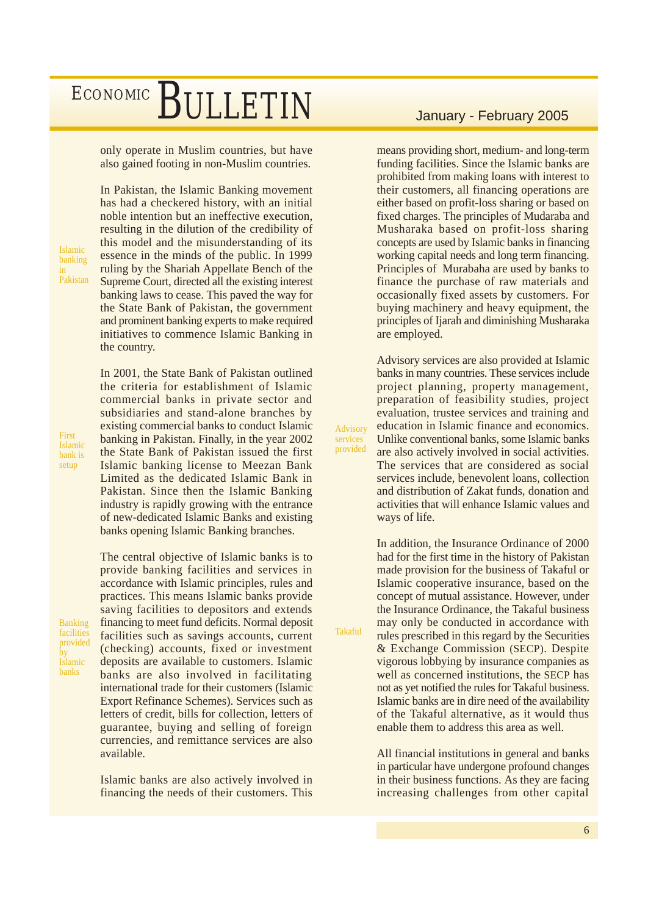only operate in Muslim countries, but have also gained footing in non-Muslim countries.

*Islamic banking in Pakistan*

In Pakistan, the Islamic Banking movement has had a checkered history, with an initial noble intention but an ineffective execution, resulting in the dilution of the credibility of this model and the misunderstanding of its essence in the minds of the public. In 1999 ruling by the Shariah Appellate Bench of the Supreme Court, directed all the existing interest banking laws to cease. This paved the way for the State Bank of Pakistan, the government and prominent banking experts to make required initiatives to commence Islamic Banking in the country.

*First Islamic bank is setup*

In 2001, the State Bank of Pakistan outlined the criteria for establishment of Islamic commercial banks in private sector and subsidiaries and stand-alone branches by existing commercial banks to conduct Islamic banking in Pakistan. Finally, in the year 2002 the State Bank of Pakistan issued the first Islamic banking license to Meezan Bank Limited as the dedicated Islamic Bank in Pakistan. Since then the Islamic Banking industry is rapidly growing with the entrance of new-dedicated Islamic Banks and existing banks opening Islamic Banking branches.

*Banking facilities provided by Islamic banks*

The central objective of Islamic banks is to provide banking facilities and services in accordance with Islamic principles, rules and practices. This means Islamic banks provide saving facilities to depositors and extends financing to meet fund deficits. Normal deposit facilities such as savings accounts, current (checking) accounts, fixed or investment deposits are available to customers. Islamic banks are also involved in facilitating international trade for their customers (Islamic Export Refinance Schemes). Services such as letters of credit, bills for collection, letters of guarantee, buying and selling of foreign currencies, and remittance services are also available.

Islamic banks are also actively involved in financing the needs of their customers. This means providing short, medium- and long-term funding facilities. Since the Islamic banks are prohibited from making loans with interest to their customers, all financing operations are either based on profit-loss sharing or based on fixed charges. The principles of Mudaraba and Musharaka based on profit-loss sharing concepts are used by Islamic banks in financing working capital needs and long term financing. Principles of Murabaha are used by banks to finance the purchase of raw materials and occasionally fixed assets by customers. For buying machinery and heavy equipment, the principles of Ijarah and diminishing Musharaka are employed.

*Advisory services provided*

Advisory services are also provided at Islamic banks in many countries. These services include project planning, property management, preparation of feasibility studies, project evaluation, trustee services and training and education in Islamic finance and economics. Unlike conventional banks, some Islamic banks are also actively involved in social activities. The services that are considered as social services include, benevolent loans, collection and distribution of Zakat funds, donation and activities that will enhance Islamic values and ways of life.

*Takaful*

In addition, the Insurance Ordinance of 2000 had for the first time in the history of Pakistan made provision for the business of Takaful or Islamic cooperative insurance, based on the concept of mutual assistance. However, under the Insurance Ordinance, the Takaful business may only be conducted in accordance with rules prescribed in this regard by the Securities & Exchange Commission (SECP). Despite vigorous lobbying by insurance companies as well as concerned institutions, the SECP has not as yet notified the rules for Takaful business. Islamic banks are in dire need of the availability of the Takaful alternative, as it would thus enable them to address this area as well.

All financial institutions in general and banks in particular have undergone profound changes in their business functions. As they are facing increasing challenges from other capital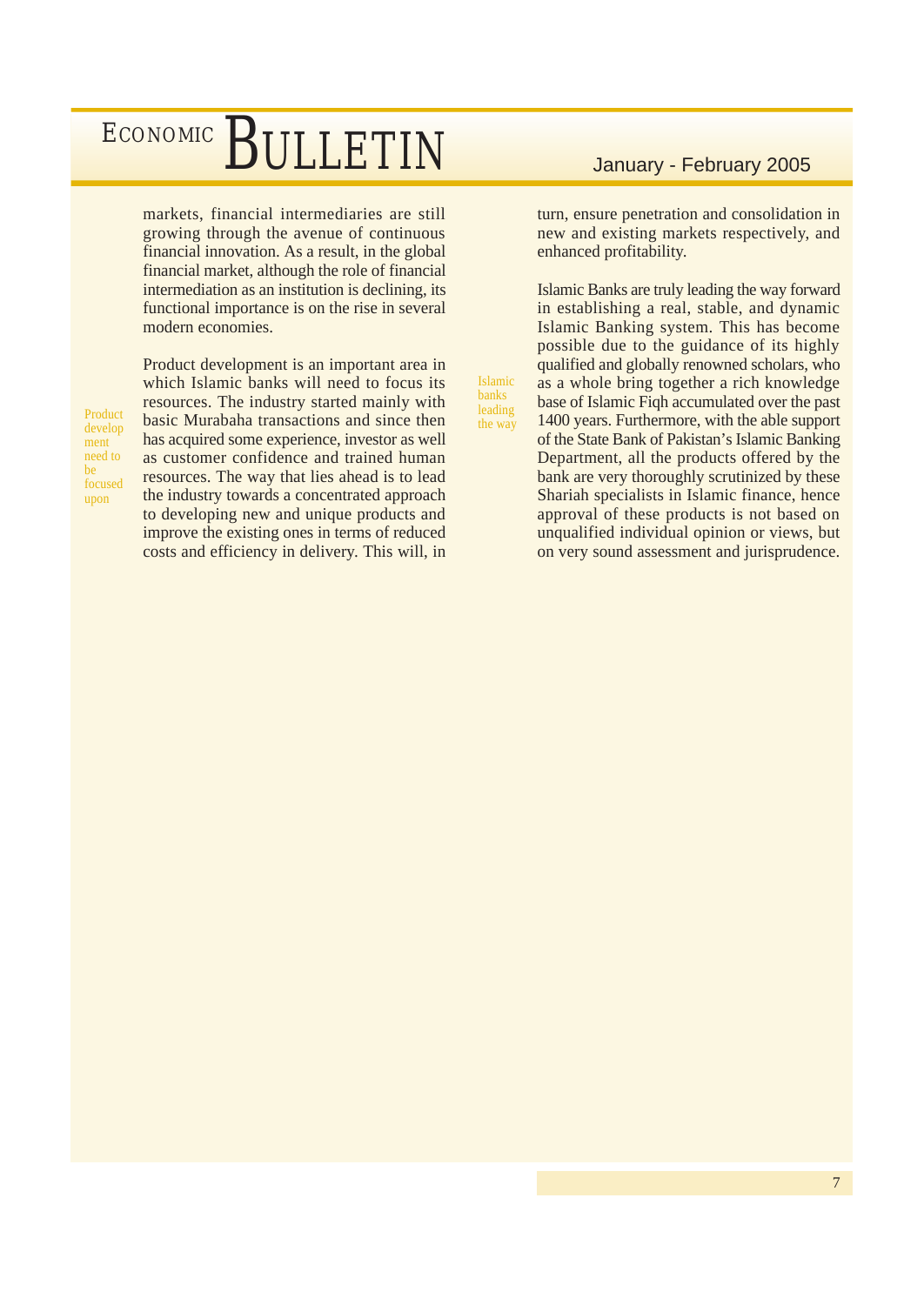markets, financial intermediaries are still growing through the avenue of continuous financial innovation. As a result, in the global financial market, although the role of financial intermediation as an institution is declining, its functional importance is on the rise in several modern economies.

*Product development need to be focused upon*

Product development is an important area in which Islamic banks will need to focus its resources. The industry started mainly with basic Murabaha transactions and since then has acquired some experience, investor as well as customer confidence and trained human resources. The way that lies ahead is to lead the industry towards a concentrated approach to developing new and unique products and improve the existing ones in terms of reduced costs and efficiency in delivery. This will, in turn, ensure penetration and consolidation in new and existing markets respectively, and enhanced profitability.

*Islamic banks leading the way*

Islamic Banks are truly leading the way forward in establishing a real, stable, and dynamic Islamic Banking system. This has become possible due to the guidance of its highly qualified and globally renowned scholars, who as a whole bring together a rich knowledge base of Islamic Fiqh accumulated over the past 1400 years. Furthermore, with the able support of the State Bank of Pakistan's Islamic Banking Department, all the products offered by the bank are very thoroughly scrutinized by these Shariah specialists in Islamic finance, hence approval of these products is not based on unqualified individual opinion or views, but on very sound assessment and jurisprudence.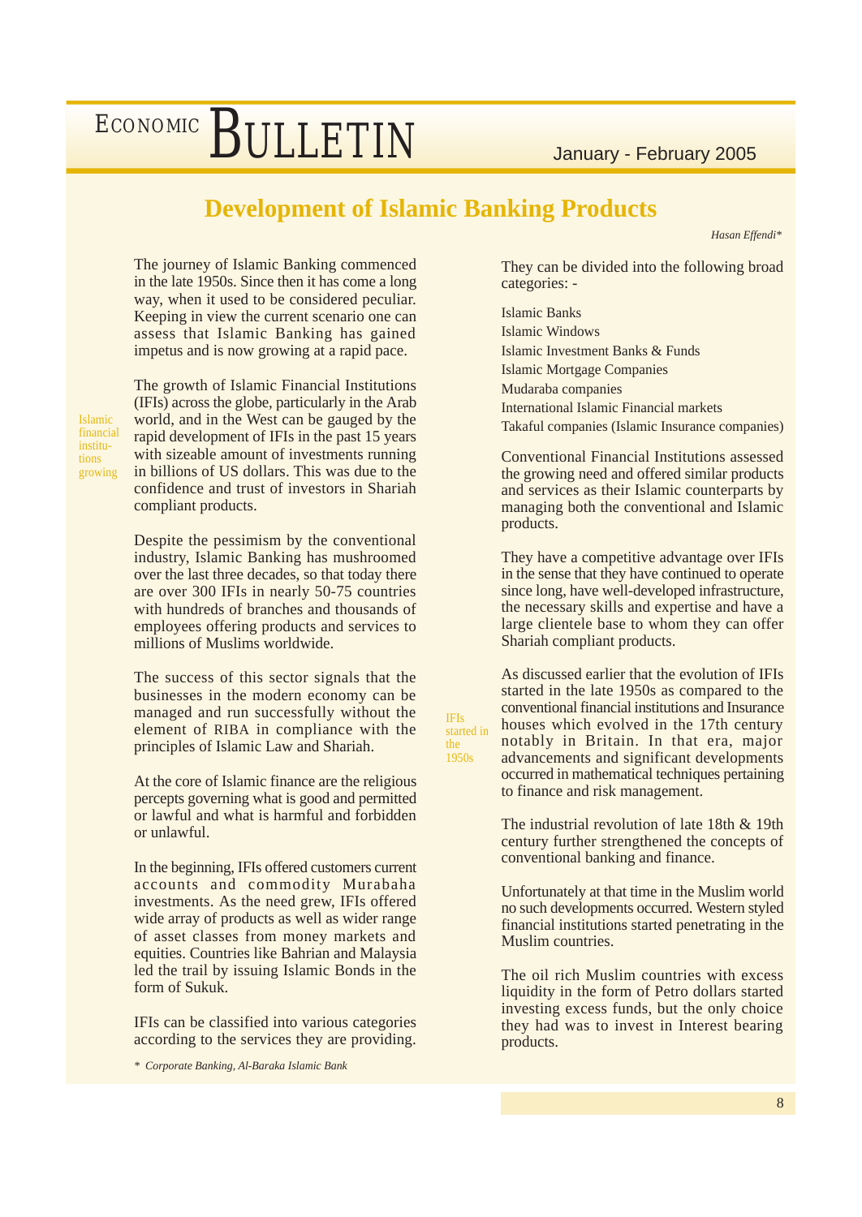# Development of Islamic Banking Products

*Hasan Effendi\**

The journey of Islamic Banking commenced in the late 1950s. Since then it has come a long way, when it used to be considered peculiar. Keeping in view the current scenario one can assess that Islamic Banking has gained impetus and is now growing at a rapid pace.

Islamic financial institutions growing

The growth of Islamic Financial Institutions (IFIs) across the globe, particularly in the Arab world, and in the West can be gauged by the rapid development of IFIs in the past 15 years with sizeable amount of investments running in billions of US dollars. This was due to the confidence and trust of investors in Shariah compliant products.

Despite the pessimism by the conventional industry, Islamic Banking has mushroomed over the last three decades, so that today there are over 300 IFIs in nearly 50-75 countries with hundreds of branches and thousands of employees offering products and services to millions of Muslims worldwide.

The success of this sector signals that the businesses in the modern economy can be managed and run successfully without the element of RIBA in compliance with the principles of Islamic Law and Shariah.

At the core of Islamic finance are the religious percepts governing what is good and permitted or lawful and what is harmful and forbidden or unlawful.

In the beginning, IFIs offered customers current accounts and commodity Murabaha investments. As the need grew, IFIs offered wide array of products as well as wider range of asset classes from money markets and equities. Countries like Bahrian and Malaysia led the trail by issuing Islamic Bonds in the form of Sukuk.

IFIs can be classified into various categories according to the services they are providing. They can be divided into the following broad categories: -

- Islamic Banks
- Islamic Windows
- Islamic Investment Banks & Funds
- Islamic Mortgage Companies
- Mudaraba companies
- International Islamic Financial markets
- Takaful companies (Islamic Insurance companies)

Conventional Financial Institutions assessed the growing need and offered similar products and services as their Islamic counterparts by managing both the conventional and Islamic products.

They have a competitive advantage over IFIs in the sense that they have continued to operate since long, have well-developed infrastructure, the necessary skills and expertise and have a large clientele base to whom they can offer Shariah compliant products.

IFIs started in the 1950s

As discussed earlier that the evolution of IFIs started in the late 1950s as compared to the conventional financial institutions and Insurance houses which evolved in the 17th century notably in Britain. In that era, major advancements and significant developments occurred in mathematical techniques pertaining to finance and risk management.

The industrial revolution of late 18th & 19th century further strengthened the concepts of conventional banking and finance.

Unfortunately at that time in the Muslim world no such developments occurred. Western styled financial institutions started penetrating in the Muslim countries.

The oil rich Muslim countries with excess liquidity in the form of Petro dollars started investing excess funds, but the only choice they had was to invest in Interest bearing products.

\* *Corporate Banking, Al-Baraka Islamic Bank*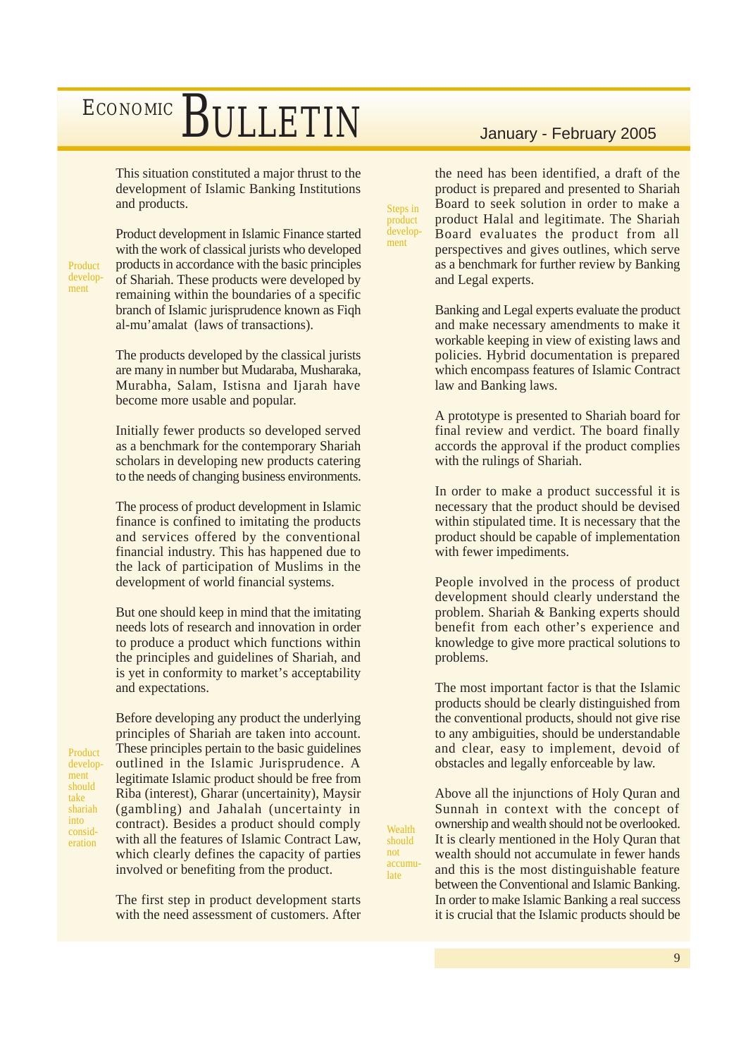This situation constituted a major thrust to the development of Islamic Banking Institutions and products.

Product development

Product development in Islamic Finance started with the work of classical jurists who developed products in accordance with the basic principles of Shariah. These products were developed by remaining within the boundaries of a specific branch of Islamic jurisprudence known as Fiqh al-mu'amalat (laws of transactions).

The products developed by the classical jurists are many in number but Mudaraba, Musharaka, Murabha, Salam, Istisna and Ijarah have become more usable and popular.

Initially fewer products so developed served as a benchmark for the contemporary Shariah scholars in developing new products catering to the needs of changing business environments.

The process of product development in Islamic finance is confined to imitating the products and services offered by the conventional financial industry. This has happened due to the lack of participation of Muslims in the development of world financial systems.

But one should keep in mind that the imitating needs lots of research and innovation in order to produce a product which functions within the principles and guidelines of Shariah, and is yet in conformity to market's acceptability and expectations.

Product development should take shariah into consideration

Before developing any product the underlying principles of Shariah are taken into account. These principles pertain to the basic guidelines outlined in the Islamic Jurisprudence. A legitimate Islamic product should be free from Riba (interest), Gharar (uncertainity), Maysir (gambling) and Jahalah (uncertainty in contract). Besides a product should comply with all the features of Islamic Contract Law, which clearly defines the capacity of parties involved or benefiting from the product.

Steps in product development

The first step in product development starts with the need assessment of customers. After the need has been identified, a draft of the product is prepared and presented to Shariah Board to seek solution in order to make a product Halal and legitimate. The Shariah Board evaluates the product from all perspectives and gives outlines, which serve as a benchmark for further review by Banking and Legal experts.

Banking and Legal experts evaluate the product and make necessary amendments to make it workable keeping in view of existing laws and policies. Hybrid documentation is prepared which encompass features of Islamic Contract law and Banking laws.

A prototype is presented to Shariah board for final review and verdict. The board finally accords the approval if the product complies with the rulings of Shariah.

In order to make a product successful it is necessary that the product should be devised within stipulated time. It is necessary that the product should be capable of implementation with fewer impediments.

People involved in the process of product development should clearly understand the problem. Shariah & Banking experts should benefit from each other's experience and knowledge to give more practical solutions to problems.

The most important factor is that the Islamic products should be clearly distinguished from the conventional products, should not give rise to any ambiguities, should be understandable and clear, easy to implement, devoid of obstacles and legally enforceable by law.

Wealth should not accumulate

Above all the injunctions of Holy Quran and Sunnah in context with the concept of ownership and wealth should not be overlooked. It is clearly mentioned in the Holy Quran that wealth should not accumulate in fewer hands and this is the most distinguishable feature between the Conventional and Islamic Banking. In order to make Islamic Banking a real success it is crucial that the Islamic products should be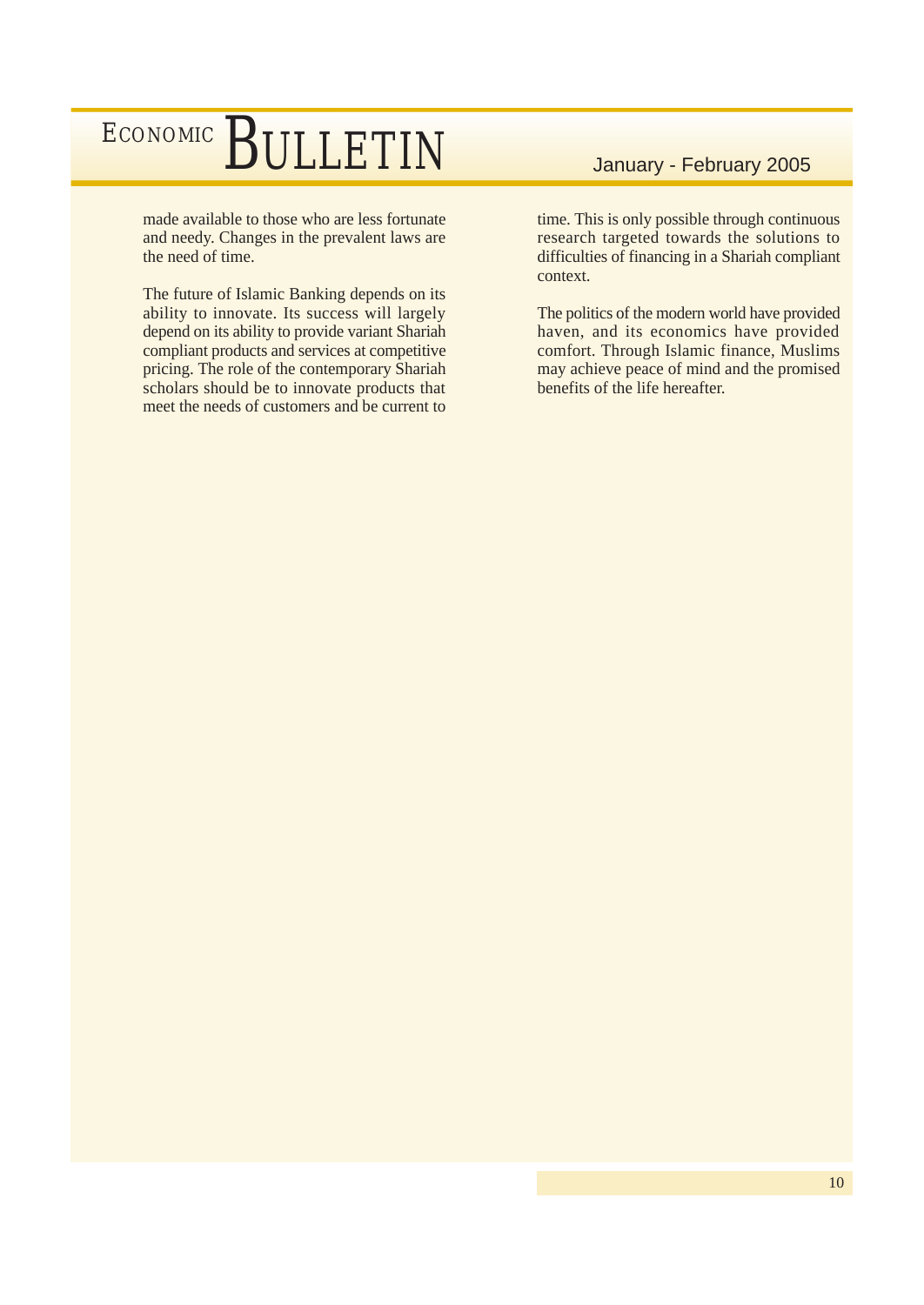made available to those who are less fortunate and needy. Changes in the prevalent laws are the need of time.

The future of Islamic Banking depends on its ability to innovate. Its success will largely depend on its ability to provide variant Shariah compliant products and services at competitive pricing. The role of the contemporary Shariah scholars should be to innovate products that meet the needs of customers and be current to time. This is only possible through continuous research targeted towards the solutions to difficulties of financing in a Shariah compliant context.

The politics of the modern world have provided haven, and its economics have provided comfort. Through Islamic finance, Muslims may achieve peace of mind and the promised benefits of the life hereafter.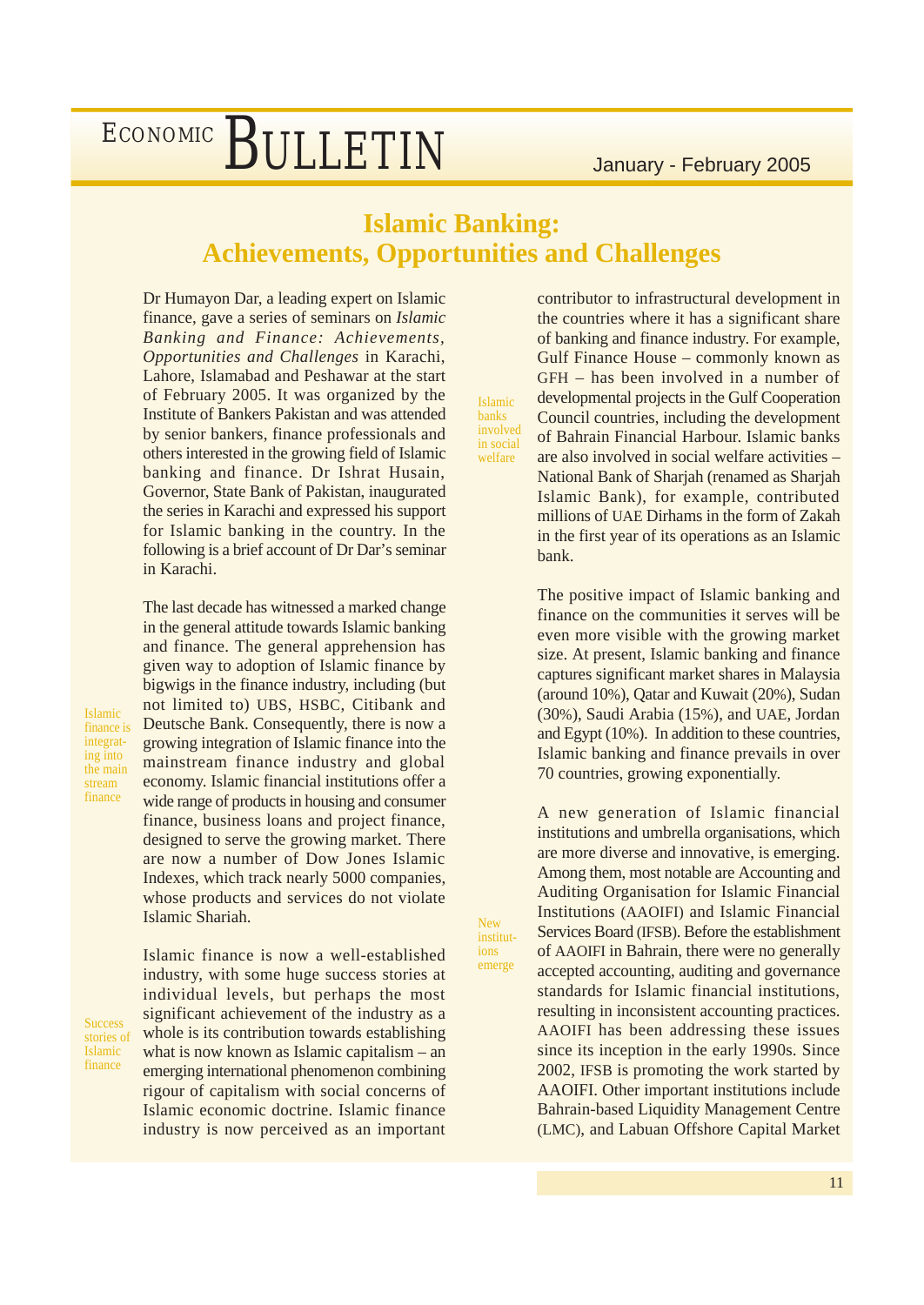# Islamic Banking: Achievements, Opportunities and Challenges

Dr Humayon Dar, a leading expert on Islamic finance, gave a series of seminars on *Islamic Banking and Finance: Achievements, Opportunities and Challenges* in Karachi, Lahore, Islamabad and Peshawar at the start of February 2005. It was organized by the Institute of Bankers Pakistan and was attended by senior bankers, finance professionals and others interested in the growing field of Islamic banking and finance. Dr Ishrat Husain, Governor, State Bank of Pakistan, inaugurated the series in Karachi and expressed his support for Islamic banking in the country. In the following is a brief account of Dr Dar's seminar in Karachi.

The last decade has witnessed a marked change in the general attitude towards Islamic banking and finance. The general apprehension has given way to adoption of Islamic finance by bigwigs in the finance industry, including (but not limited to) UBS, HSBC, Citibank and Deutsche Bank. Consequently, there is now a growing integration of Islamic finance into the mainstream finance industry and global economy. Islamic financial institutions offer a wide range of products in housing and consumer finance, business loans and project finance, designed to serve the growing market. There are now a number of Dow Jones Islamic Indexes, which track nearly 5000 companies, whose products and services do not violate Islamic Shariah.

*Islamic finance is integrating into the main stream finance*

Islamic finance is now a well-established industry, with some huge success stories at individual levels, but perhaps the most significant achievement of the industry as a whole is its contribution towards establishing what is now known as Islamic capitalism – an emerging international phenomenon combining rigour of capitalism with social concerns of Islamic economic doctrine. Islamic finance industry is now perceived as an important contributor to infrastructural development in the countries where it has a significant share of banking and finance industry. For example, Gulf Finance House – commonly known as GFH – has been involved in a number of developmental projects in the Gulf Cooperation Council countries, including the development of Bahrain Financial Harbour. Islamic banks are also involved in social welfare activities – National Bank of Sharjah (renamed as Sharjah Islamic Bank), for example, contributed millions of UAE Dirhams in the form of Zakah in the first year of its operations as an Islamic bank.

*Success stories of Islamic finance*

*Islamic banks involved in social welfare*

The positive impact of Islamic banking and finance on the communities it serves will be even more visible with the growing market size. At present, Islamic banking and finance captures significant market shares in Malaysia (around 10%), Qatar and Kuwait (20%), Sudan (30%), Saudi Arabia (15%), and UAE, Jordan and Egypt (10%). In addition to these countries, Islamic banking and finance prevails in over 70 countries, growing exponentially.

A new generation of Islamic financial institutions and umbrella organisations, which are more diverse and innovative, is emerging. Among them, most notable are Accounting and Auditing Organisation for Islamic Financial Institutions (AAOIFI) and Islamic Financial Services Board (IFSB). Before the establishment of AAOIFI in Bahrain, there were no generally accepted accounting, auditing and governance standards for Islamic financial institutions, resulting in inconsistent accounting practices. AAOIFI has been addressing these issues since its inception in the early 1990s. Since 2002, IFSB is promoting the work started by AAOIFI. Other important institutions include Bahrain-based Liquidity Management Centre (LMC), and Labuan Offshore Capital Market

*New institutions emerge*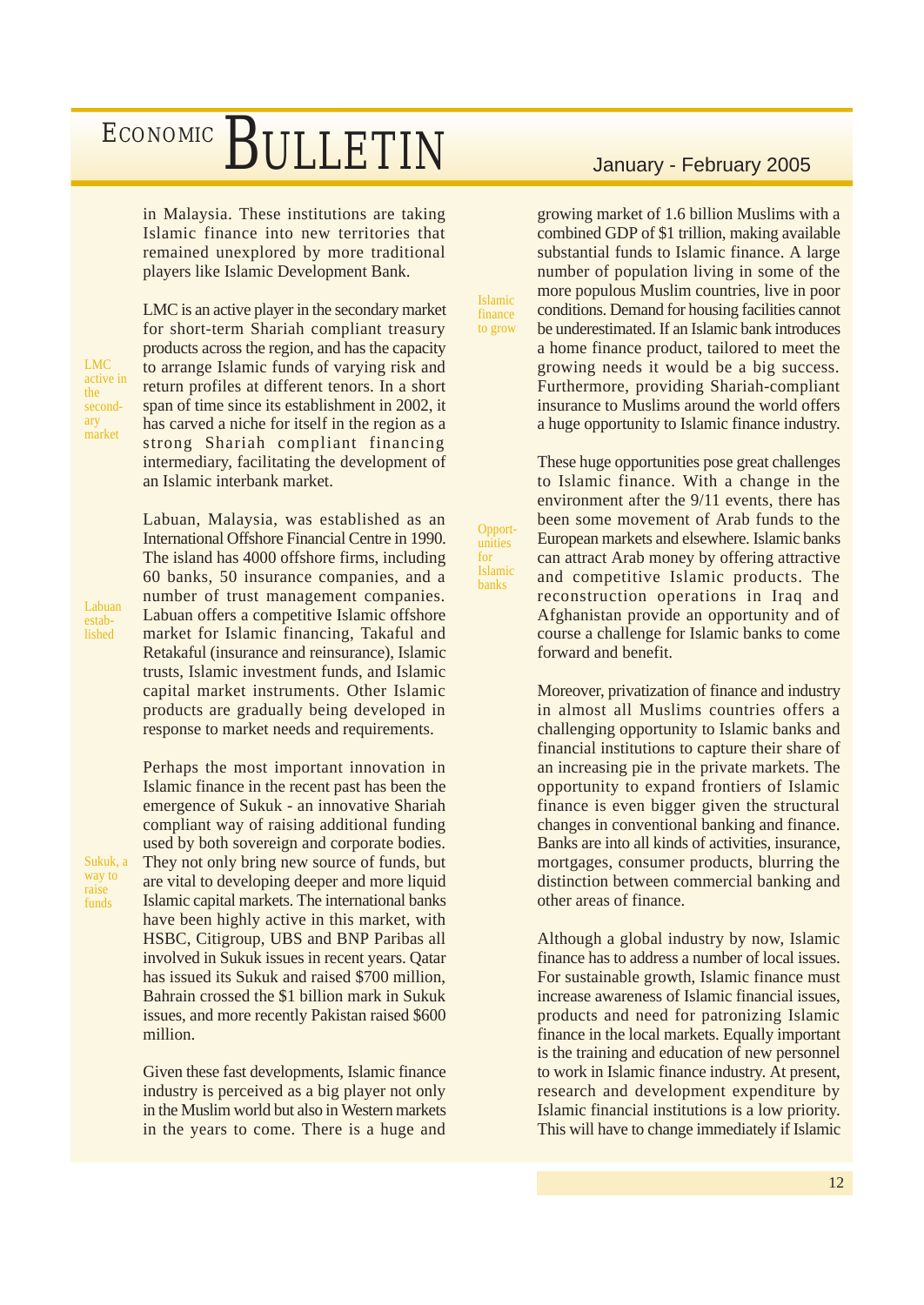in Malaysia. These institutions are taking Islamic finance into new territories that remained unexplored by more traditional players like Islamic Development Bank.

*LMC active in the secondary market*

LMC is an active player in the secondary market for short-term Shariah compliant treasury products across the region, and has the capacity to arrange Islamic funds of varying risk and return profiles at different tenors. In a short span of time since its establishment in 2002, it has carved a niche for itself in the region as a strong Shariah compliant financing intermediary, facilitating the development of an Islamic interbank market.

*Labuan established*

Labuan, Malaysia, was established as an International Offshore Financial Centre in 1990. The island has 4000 offshore firms, including 60 banks, 50 insurance companies, and a number of trust management companies. Labuan offers a competitive Islamic offshore market for Islamic financing, Takaful and Retakaful (insurance and reinsurance), Islamic trusts, Islamic investment funds, and Islamic capital market instruments. Other Islamic products are gradually being developed in response to market needs and requirements.

*Sukuk, a way to raise funds*

Perhaps the most important innovation in Islamic finance in the recent past has been the emergence of Sukuk - an innovative Shariah compliant way of raising additional funding used by both sovereign and corporate bodies. They not only bring new source of funds, but are vital to developing deeper and more liquid Islamic capital markets. The international banks have been highly active in this market, with HSBC, Citigroup, UBS and BNP Paribas all involved in Sukuk issues in recent years. Qatar has issued its Sukuk and raised $700 million, Bahrain crossed the $1 billion mark in Sukuk issues, and more recently Pakistan raised $600 million.

*Islamic finance to grow*

Given these fast developments, Islamic finance industry is perceived as a big player not only in the Muslim world but also in Western markets in the years to come. There is a huge and growing market of 1.6 billion Muslims with a combined GDP of $1 trillion, making available substantial funds to Islamic finance. A large number of population living in some of the more populous Muslim countries, live in poor conditions. Demand for housing facilities cannot be underestimated. If an Islamic bank introduces a home finance product, tailored to meet the growing needs it would be a big success. Furthermore, providing Shariah-compliant insurance to Muslims around the world offers a huge opportunity to Islamic finance industry.

*Opportunities for Islamic banks*

These huge opportunities pose great challenges to Islamic finance. With a change in the environment after the 9/11 events, there has been some movement of Arab funds to the European markets and elsewhere. Islamic banks can attract Arab money by offering attractive and competitive Islamic products. The reconstruction operations in Iraq and Afghanistan provide an opportunity and of course a challenge for Islamic banks to come forward and benefit.

Moreover, privatization of finance and industry in almost all Muslims countries offers a challenging opportunity to Islamic banks and financial institutions to capture their share of an increasing pie in the private markets. The opportunity to expand frontiers of Islamic finance is even bigger given the structural changes in conventional banking and finance. Banks are into all kinds of activities, insurance, mortgages, consumer products, blurring the distinction between commercial banking and other areas of finance.

Although a global industry by now, Islamic finance has to address a number of local issues. For sustainable growth, Islamic finance must increase awareness of Islamic financial issues, products and need for patronizing Islamic finance in the local markets. Equally important is the training and education of new personnel to work in Islamic finance industry. At present, research and development expenditure by Islamic financial institutions is a low priority. This will have to change immediately if Islamic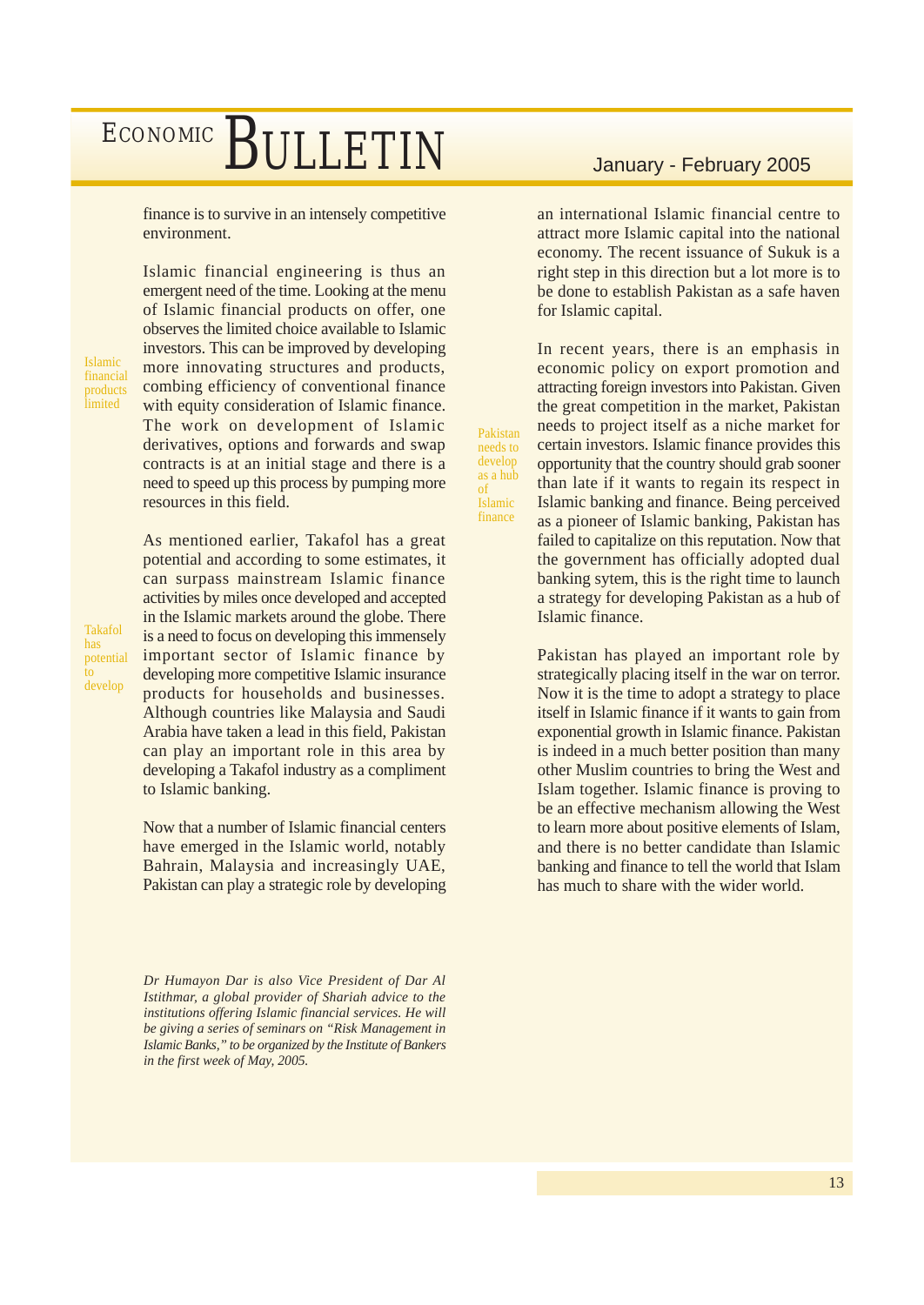finance is to survive in an intensely competitive environment.

Islamic financial engineering is thus an emergent need of the time. Looking at the menu of Islamic financial products on offer, one observes the limited choice available to Islamic investors. This can be improved by developing more innovating structures and products, combing efficiency of conventional finance with equity consideration of Islamic finance. The work on development of Islamic derivatives, options and forwards and swap contracts is at an initial stage and there is a need to speed up this process by pumping more resources in this field.

As mentioned earlier, Takafol has a great potential and according to some estimates, it can surpass mainstream Islamic finance activities by miles once developed and accepted in the Islamic markets around the globe. There is a need to focus on developing this immensely important sector of Islamic finance by developing more competitive Islamic insurance products for households and businesses. Although countries like Malaysia and Saudi Arabia have taken a lead in this field, Pakistan can play an important role in this area by developing a Takafol industry as a compliment to Islamic banking.

Now that a number of Islamic financial centers have emerged in the Islamic world, notably Bahrain, Malaysia and increasingly UAE, Pakistan can play a strategic role by developing an international Islamic financial centre to attract more Islamic capital into the national economy. The recent issuance of Sukuk is a right step in this direction but a lot more is to be done to establish Pakistan as a safe haven for Islamic capital.

In recent years, there is an emphasis in economic policy on export promotion and attracting foreign investors into Pakistan. Given the great competition in the market, Pakistan needs to project itself as a niche market for certain investors. Islamic finance provides this opportunity that the country should grab sooner than late if it wants to regain its respect in Islamic banking and finance. Being perceived as a pioneer of Islamic banking, Pakistan has failed to capitalize on this reputation. Now that the government has officially adopted dual banking sytem, this is the right time to launch a strategy for developing Pakistan as a hub of Islamic finance.

Pakistan has played an important role by strategically placing itself in the war on terror. Now it is the time to adopt a strategy to place itself in Islamic finance if it wants to gain from exponential growth in Islamic finance. Pakistan is indeed in a much better position than many other Muslim countries to bring the West and Islam together. Islamic finance is proving to be an effective mechanism allowing the West to learn more about positive elements of Islam, and there is no better candidate than Islamic banking and finance to tell the world that Islam has much to share with the wider world.

*Dr Humayon Dar is also Vice President of Dar Al Istithmar, a global provider of Shariah advice to the institutions offering Islamic financial services. He will be giving a series of seminars on "Risk Management in Islamic Banks," to be organized by the Institute of Bankers in the first week of May, 2005.*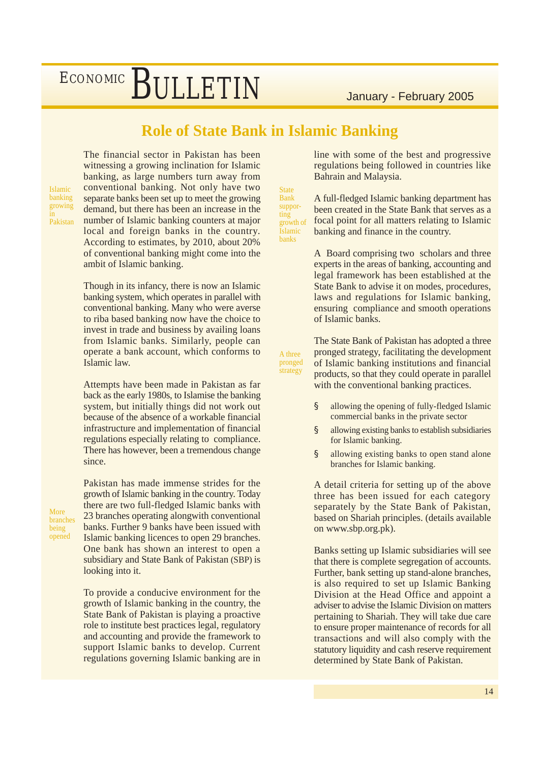# Role of State Bank in Islamic Banking

*Islamic banking growing in Pakistan*

The financial sector in Pakistan has been witnessing a growing inclination for Islamic banking, as large numbers turn away from conventional banking. Not only have two separate banks been set up to meet the growing demand, but there has been an increase in the number of Islamic banking counters at major local and foreign banks in the country. According to estimates, by 2010, about 20% of conventional banking might come into the ambit of Islamic banking.

Though in its infancy, there is now an Islamic banking system, which operates in parallel with conventional banking. Many who were averse to riba based banking now have the choice to invest in trade and business by availing loans from Islamic banks. Similarly, people can operate a bank account, which conforms to Islamic law.

Attempts have been made in Pakistan as far back as the early 1980s, to Islamise the banking system, but initially things did not work out because of the absence of a workable financial infrastructure and implementation of financial regulations especially relating to compliance. There has however, been a tremendous change since.

*More branches being opened*

Pakistan has made immense strides for the growth of Islamic banking in the country. Today there are two full-fledged Islamic banks with 23 branches operating alongwith conventional banks. Further 9 banks have been issued with Islamic banking licences to open 29 branches. One bank has shown an interest to open a subsidiary and State Bank of Pakistan (SBP) is looking into it.

To provide a conducive environment for the growth of Islamic banking in the country, the State Bank of Pakistan is playing a proactive role to institute best practices legal, regulatory and accounting and provide the framework to support Islamic banks to develop. Current regulations governing Islamic banking are in line with some of the best and progressive regulations being followed in countries like Bahrain and Malaysia.

*State Bank supporting growth of Islamic banks*

A full-fledged Islamic banking department has been created in the State Bank that serves as a focal point for all matters relating to Islamic banking and finance in the country.

A Board comprising two scholars and three experts in the areas of banking, accounting and legal framework has been established at the State Bank to advise it on modes, procedures, laws and regulations for Islamic banking, ensuring compliance and smooth operations of Islamic banks.

*A three pronged strategy*

The State Bank of Pakistan has adopted a three pronged strategy, facilitating the development of Islamic banking institutions and financial products, so that they could operate in parallel with the conventional banking practices.

- allowing the opening of fully-fledged Islamic commercial banks in the private sector
- allowing existing banks to establish subsidiaries for Islamic banking.
- allowing existing banks to open stand alone branches for Islamic banking.

A detail criteria for setting up of the above three has been issued for each category separately by the State Bank of Pakistan, based on Shariah principles. (details available on www.sbp.org.pk).

Banks setting up Islamic subsidiaries will see that there is complete segregation of accounts. Further, bank setting up stand-alone branches, is also required to set up Islamic Banking Division at the Head Office and appoint a adviser to advise the Islamic Division on matters pertaining to Shariah. They will take due care to ensure proper maintenance of records for all transactions and will also comply with the statutory liquidity and cash reserve requirement determined by State Bank of Pakistan.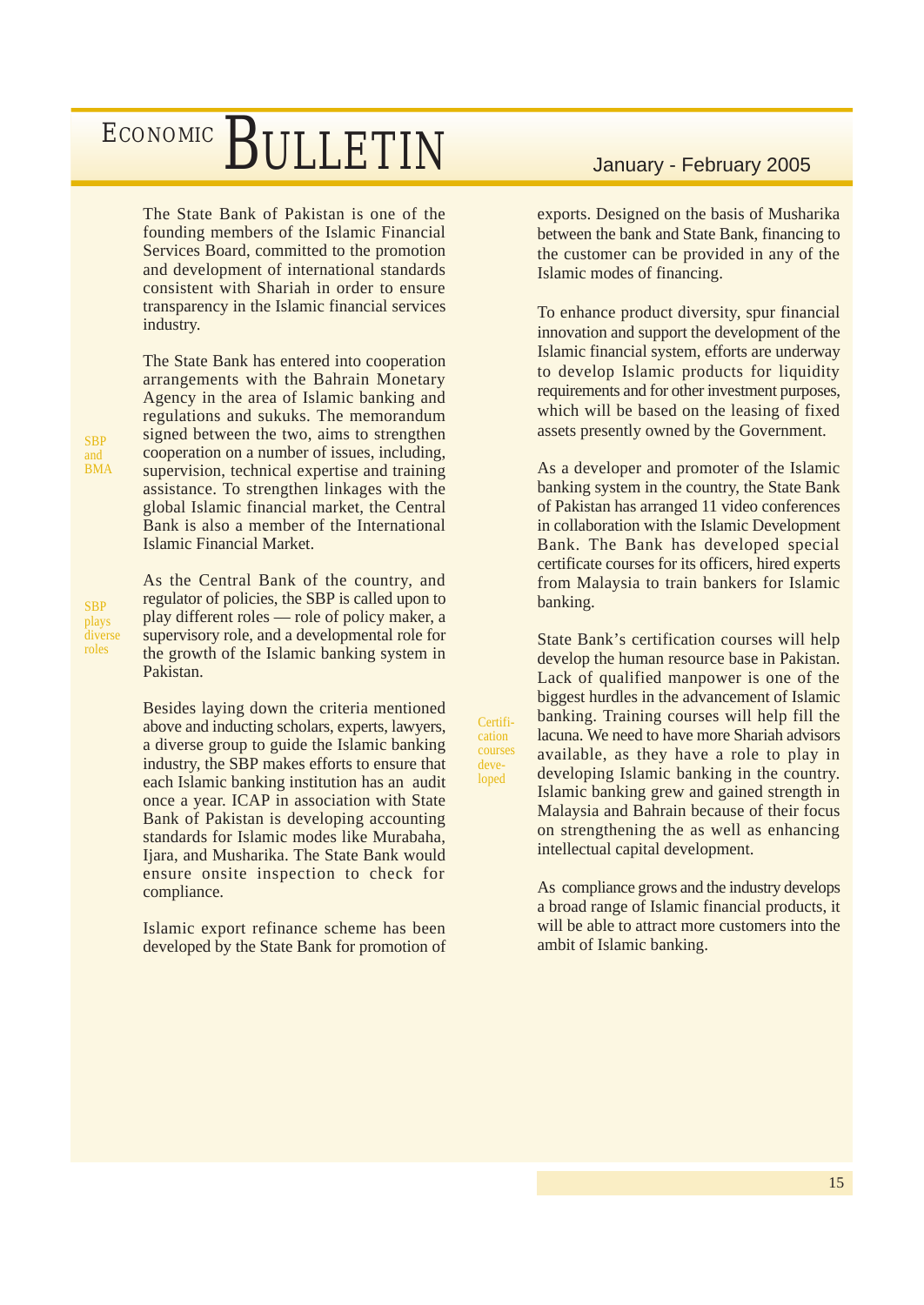The State Bank of Pakistan is one of the founding members of the Islamic Financial Services Board, committed to the promotion and development of international standards consistent with Shariah in order to ensure transparency in the Islamic financial services industry.

SBP and BMA

The State Bank has entered into cooperation arrangements with the Bahrain Monetary Agency in the area of Islamic banking and regulations and sukuks. The memorandum signed between the two, aims to strengthen cooperation on a number of issues, including, supervision, technical expertise and training assistance. To strengthen linkages with the global Islamic financial market, the Central Bank is also a member of the International Islamic Financial Market.

SBP plays diverse roles

As the Central Bank of the country, and regulator of policies, the SBP is called upon to play different roles — role of policy maker, a supervisory role, and a developmental role for the growth of the Islamic banking system in Pakistan.

Besides laying down the criteria mentioned above and inducting scholars, experts, lawyers, a diverse group to guide the Islamic banking industry, the SBP makes efforts to ensure that each Islamic banking institution has an audit once a year. ICAP in association with State Bank of Pakistan is developing accounting standards for Islamic modes like Murabaha, Ijara, and Musharika. The State Bank would ensure onsite inspection to check for compliance.

Islamic export refinance scheme has been developed by the State Bank for promotion of exports. Designed on the basis of Musharika between the bank and State Bank, financing to the customer can be provided in any of the Islamic modes of financing.

To enhance product diversity, spur financial innovation and support the development of the Islamic financial system, efforts are underway to develop Islamic products for liquidity requirements and for other investment purposes, which will be based on the leasing of fixed assets presently owned by the Government.

As a developer and promoter of the Islamic banking system in the country, the State Bank of Pakistan has arranged 11 video conferences in collaboration with the Islamic Development Bank. The Bank has developed special certificate courses for its officers, hired experts from Malaysia to train bankers for Islamic banking.

Certification courses developed

State Bank's certification courses will help develop the human resource base in Pakistan. Lack of qualified manpower is one of the biggest hurdles in the advancement of Islamic banking. Training courses will help fill the lacuna. We need to have more Shariah advisors available, as they have a role to play in developing Islamic banking in the country. Islamic banking grew and gained strength in Malaysia and Bahrain because of their focus on strengthening the as well as enhancing intellectual capital development.

As compliance grows and the industry develops a broad range of Islamic financial products, it will be able to attract more customers into the ambit of Islamic banking.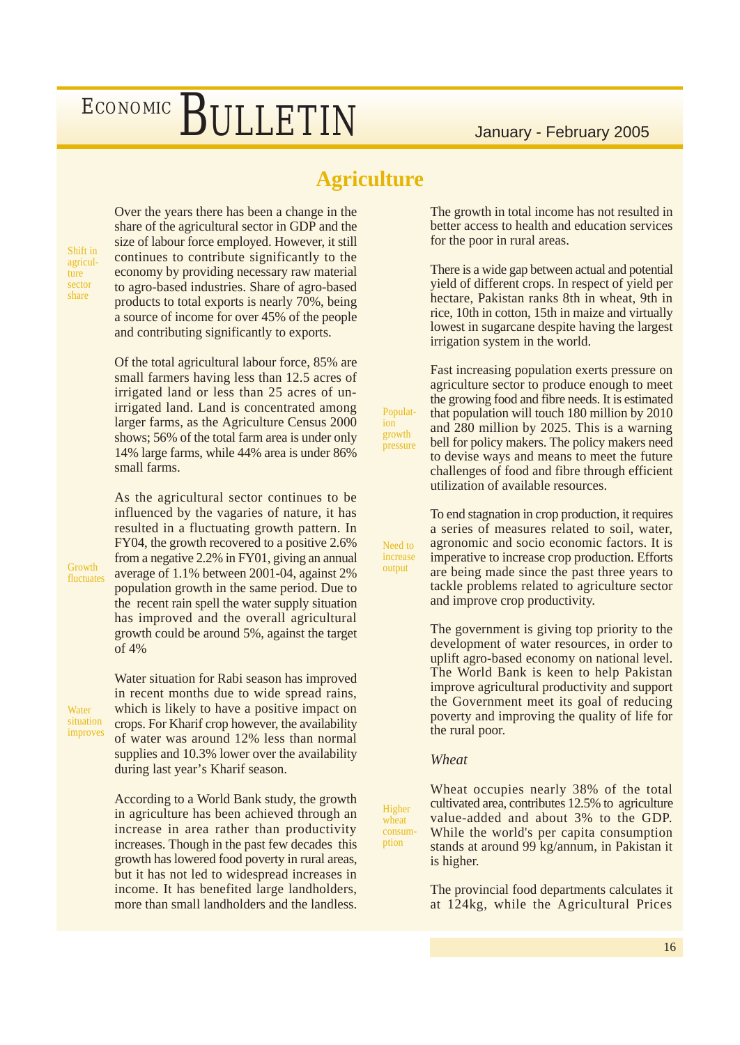# Agriculture

Over the years there has been a change in the share of the agricultural sector in GDP and the size of labour force employed. However, it still continues to contribute significantly to the economy by providing necessary raw material to agro-based industries. Share of agro-based products to total exports is nearly 70%, being a source of income for over 45% of the people and contributing significantly to exports.

Of the total agricultural labour force, 85% are small farmers having less than 12.5 acres of irrigated land or less than 25 acres of un-irrigated land. Land is concentrated among larger farms, as the Agriculture Census 2000 shows; 56% of the total farm area is under only 14% large farms, while 44% area is under 86% small farms.

As the agricultural sector continues to be influenced by the vagaries of nature, it has resulted in a fluctuating growth pattern. In FY04, the growth recovered to a positive 2.6% from a negative 2.2% in FY01, giving an annual average of 1.1% between 2001-04, against 2% population growth in the same period. Due to the recent rain spell the water supply situation has improved and the overall agricultural growth could be around 5%, against the target of 4%

Water situation for Rabi season has improved in recent months due to wide spread rains, which is likely to have a positive impact on crops. For Kharif crop however, the availability of water was around 12% less than normal supplies and 10.3% lower over the availability during last year's Kharif season.

According to a World Bank study, the growth in agriculture has been achieved through an increase in area rather than productivity increases. Though in the past few decades this growth has lowered food poverty in rural areas, but it has not led to widespread increases in income. It has benefited large landholders, more than small landholders and the landless. The growth in total income has not resulted in better access to health and education services for the poor in rural areas.

There is a wide gap between actual and potential yield of different crops. In respect of yield per hectare, Pakistan ranks 8th in wheat, 9th in rice, 10th in cotton, 15th in maize and virtually lowest in sugarcane despite having the largest irrigation system in the world.

Fast increasing population exerts pressure on agriculture sector to produce enough to meet the growing food and fibre needs. It is estimated that population will touch 180 million by 2010 and 280 million by 2025. This is a warning bell for policy makers. The policy makers need to devise ways and means to meet the future challenges of food and fibre through efficient utilization of available resources.

To end stagnation in crop production, it requires a series of measures related to soil, water, agronomic and socio economic factors. It is imperative to increase crop production. Efforts are being made since the past three years to tackle problems related to agriculture sector and improve crop productivity.

The government is giving top priority to the development of water resources, in order to uplift agro-based economy on national level. The World Bank is keen to help Pakistan improve agricultural productivity and support the Government meet its goal of reducing poverty and improving the quality of life for the rural poor.

### *Wheat*

Wheat occupies nearly 38% of the total cultivated area, contributes 12.5% to agriculture value-added and about 3% to the GDP. While the world's per capita consumption stands at around 99 kg/annum, in Pakistan it is higher.

The provincial food departments calculates it at 124kg, while the Agricultural Prices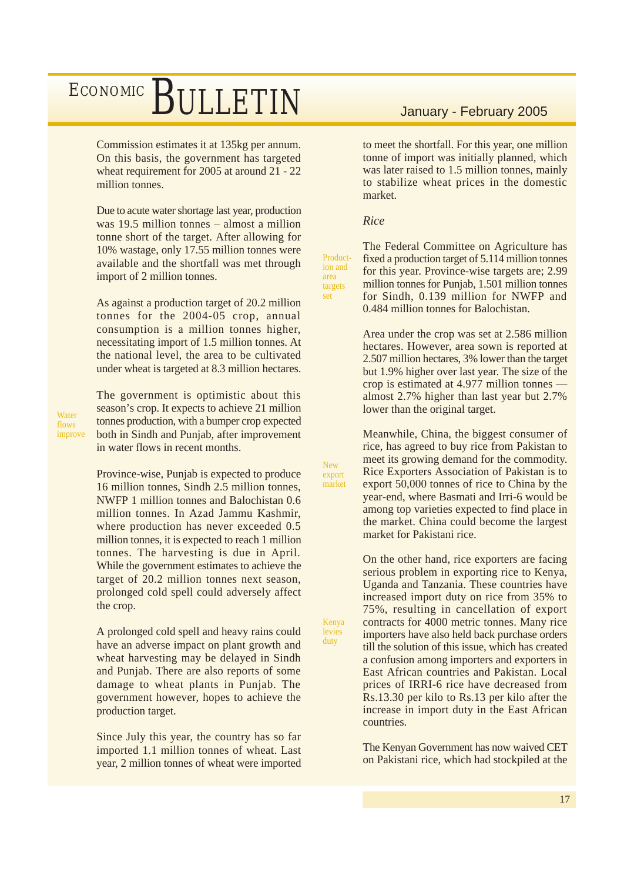Commission estimates it at 135kg per annum. On this basis, the government has targeted wheat requirement for 2005 at around 21 - 22 million tonnes.

Due to acute water shortage last year, production was 19.5 million tonnes – almost a million tonne short of the target. After allowing for 10% wastage, only 17.55 million tonnes were available and the shortfall was met through import of 2 million tonnes.

As against a production target of 20.2 million tonnes for the 2004-05 crop, annual consumption is a million tonnes higher, necessitating import of 1.5 million tonnes. At the national level, the area to be cultivated under wheat is targeted at 8.3 million hectares.

Water flows improve

The government is optimistic about this season's crop. It expects to achieve 21 million tonnes production, with a bumper crop expected both in Sindh and Punjab, after improvement in water flows in recent months.

Province-wise, Punjab is expected to produce 16 million tonnes, Sindh 2.5 million tonnes, NWFP 1 million tonnes and Balochistan 0.6 million tonnes. In Azad Jammu Kashmir, where production has never exceeded 0.5 million tonnes, it is expected to reach 1 million tonnes. The harvesting is due in April. While the government estimates to achieve the target of 20.2 million tonnes next season, prolonged cold spell could adversely affect the crop.

A prolonged cold spell and heavy rains could have an adverse impact on plant growth and wheat harvesting may be delayed in Sindh and Punjab. There are also reports of some damage to wheat plants in Punjab. The government however, hopes to achieve the production target.

Since July this year, the country has so far imported 1.1 million tonnes of wheat. Last year, 2 million tonnes of wheat were imported to meet the shortfall. For this year, one million tonne of import was initially planned, which was later raised to 1.5 million tonnes, mainly to stabilize wheat prices in the domestic market.

*Rice*

Production and area targets set

The Federal Committee on Agriculture has fixed a production target of 5.114 million tonnes for this year. Province-wise targets are; 2.99 million tonnes for Punjab, 1.501 million tonnes for Sindh, 0.139 million for NWFP and 0.484 million tonnes for Balochistan.

Area under the crop was set at 2.586 million hectares. However, area sown is reported at 2.507 million hectares, 3% lower than the target but 1.9% higher over last year. The size of the crop is estimated at 4.977 million tonnes — almost 2.7% higher than last year but 2.7% lower than the original target.

New export market

Meanwhile, China, the biggest consumer of rice, has agreed to buy rice from Pakistan to meet its growing demand for the commodity. Rice Exporters Association of Pakistan is to export 50,000 tonnes of rice to China by the year-end, where Basmati and Irri-6 would be among top varieties expected to find place in the market. China could become the largest market for Pakistani rice.

Kenya levies duty

On the other hand, rice exporters are facing serious problem in exporting rice to Kenya, Uganda and Tanzania. These countries have increased import duty on rice from 35% to 75%, resulting in cancellation of export contracts for 4000 metric tonnes. Many rice importers have also held back purchase orders till the solution of this issue, which has created a confusion among importers and exporters in East African countries and Pakistan. Local prices of IRRI-6 rice have decreased from Rs.13.30 per kilo to Rs.13 per kilo after the increase in import duty in the East African countries.

The Kenyan Government has now waived CET on Pakistani rice, which had stockpiled at the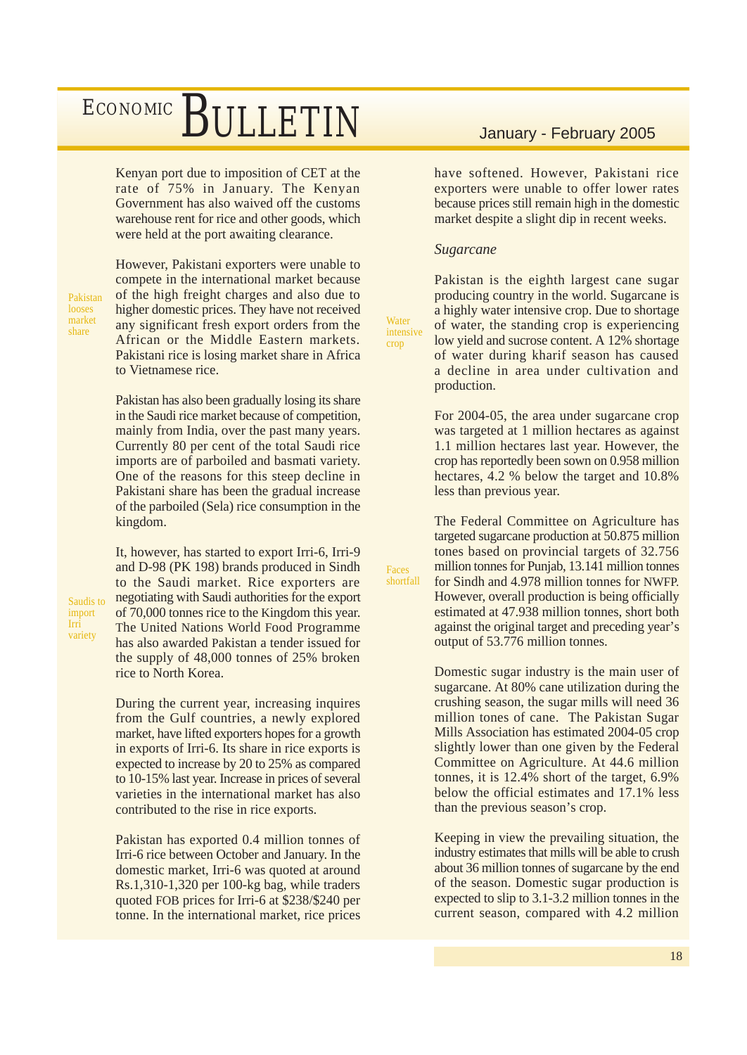Kenyan port due to imposition of CET at the rate of 75% in January. The Kenyan Government has also waived off the customs warehouse rent for rice and other goods, which were held at the port awaiting clearance.

Pakistan looses market share

However, Pakistani exporters were unable to compete in the international market because of the high freight charges and also due to higher domestic prices. They have not received any significant fresh export orders from the African or the Middle Eastern markets. Pakistani rice is losing market share in Africa to Vietnamese rice.

Pakistan has also been gradually losing its share in the Saudi rice market because of competition, mainly from India, over the past many years. Currently 80 per cent of the total Saudi rice imports are of parboiled and basmati variety. One of the reasons for this steep decline in Pakistani share has been the gradual increase of the parboiled (Sela) rice consumption in the kingdom.

Saudis to import Irri variety

It, however, has started to export Irri-6, Irri-9 and D-98 (PK 198) brands produced in Sindh to the Saudi market. Rice exporters are negotiating with Saudi authorities for the export of 70,000 tonnes rice to the Kingdom this year. The United Nations World Food Programme has also awarded Pakistan a tender issued for the supply of 48,000 tonnes of 25% broken rice to North Korea.

During the current year, increasing inquires from the Gulf countries, a newly explored market, have lifted exporters hopes for a growth in exports of Irri-6. Its share in rice exports is expected to increase by 20 to 25% as compared to 10-15% last year. Increase in prices of several varieties in the international market has also contributed to the rise in rice exports.

Pakistan has exported 0.4 million tonnes of Irri-6 rice between October and January. In the domestic market, Irri-6 was quoted at around Rs.1,310-1,320 per 100-kg bag, while traders quoted FOB prices for Irri-6 at $238/$240 per tonne. In the international market, rice prices have softened. However, Pakistani rice exporters were unable to offer lower rates because prices still remain high in the domestic market despite a slight dip in recent weeks.

*Sugarcane*

Water intensive crop

Pakistan is the eighth largest cane sugar producing country in the world. Sugarcane is a highly water intensive crop. Due to shortage of water, the standing crop is experiencing low yield and sucrose content. A 12% shortage of water during kharif season has caused a decline in area under cultivation and production.

For 2004-05, the area under sugarcane crop was targeted at 1 million hectares as against 1.1 million hectares last year. However, the crop has reportedly been sown on 0.958 million hectares, 4.2 % below the target and 10.8% less than previous year.

Faces shortfall

The Federal Committee on Agriculture has targeted sugarcane production at 50.875 million tones based on provincial targets of 32.756 million tonnes for Punjab, 13.141 million tonnes for Sindh and 4.978 million tonnes for NWFP. However, overall production is being officially estimated at 47.938 million tonnes, short both against the original target and preceding year's output of 53.776 million tonnes.

Domestic sugar industry is the main user of sugarcane. At 80% cane utilization during the crushing season, the sugar mills will need 36 million tones of cane. The Pakistan Sugar Mills Association has estimated 2004-05 crop slightly lower than one given by the Federal Committee on Agriculture. At 44.6 million tonnes, it is 12.4% short of the target, 6.9% below the official estimates and 17.1% less than the previous season's crop.

Keeping in view the prevailing situation, the industry estimates that mills will be able to crush about 36 million tonnes of sugarcane by the end of the season. Domestic sugar production is expected to slip to 3.1-3.2 million tonnes in the current season, compared with 4.2 million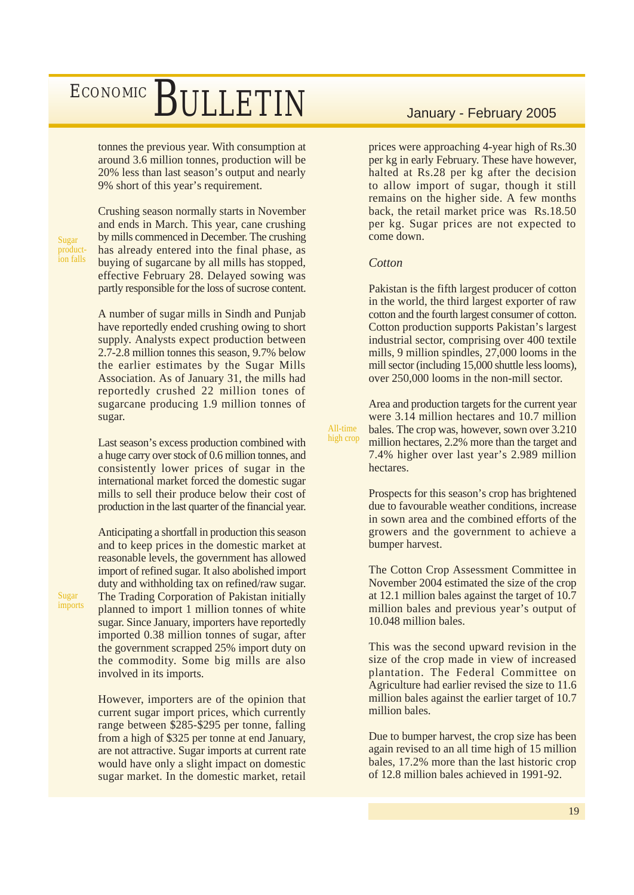tonnes the previous year. With consumption at around 3.6 million tonnes, production will be 20% less than last season's output and nearly 9% short of this year's requirement.

Sugar production falls

Crushing season normally starts in November and ends in March. This year, cane crushing by mills commenced in December. The crushing has already entered into the final phase, as buying of sugarcane by all mills has stopped, effective February 28. Delayed sowing was partly responsible for the loss of sucrose content.

A number of sugar mills in Sindh and Punjab have reportedly ended crushing owing to short supply. Analysts expect production between 2.7-2.8 million tonnes this season, 9.7% below the earlier estimates by the Sugar Mills Association. As of January 31, the mills had reportedly crushed 22 million tones of sugarcane producing 1.9 million tonnes of sugar.

Last season's excess production combined with a huge carry over stock of 0.6 million tonnes, and consistently lower prices of sugar in the international market forced the domestic sugar mills to sell their produce below their cost of production in the last quarter of the financial year.

Sugar imports

Anticipating a shortfall in production this season and to keep prices in the domestic market at reasonable levels, the government has allowed import of refined sugar. It also abolished import duty and withholding tax on refined/raw sugar. The Trading Corporation of Pakistan initially planned to import 1 million tonnes of white sugar. Since January, importers have reportedly imported 0.38 million tonnes of sugar, after the government scrapped 25% import duty on the commodity. Some big mills are also involved in its imports.

However, importers are of the opinion that current sugar import prices, which currently range between $285-$295 per tonne, falling from a high of $325 per tonne at end January, are not attractive. Sugar imports at current rate would have only a slight impact on domestic sugar market. In the domestic market, retail prices were approaching 4-year high of Rs.30 per kg in early February. These have however, halted at Rs.28 per kg after the decision to allow import of sugar, though it still remains on the higher side. A few months back, the retail market price was Rs.18.50 per kg. Sugar prices are not expected to come down.

*Cotton*

Pakistan is the fifth largest producer of cotton in the world, the third largest exporter of raw cotton and the fourth largest consumer of cotton. Cotton production supports Pakistan's largest industrial sector, comprising over 400 textile mills, 9 million spindles, 27,000 looms in the mill sector (including 15,000 shuttle less looms), over 250,000 looms in the non-mill sector.

All-time high crop

Area and production targets for the current year were 3.14 million hectares and 10.7 million bales. The crop was, however, sown over 3.210 million hectares, 2.2% more than the target and 7.4% higher over last year's 2.989 million hectares.

Prospects for this season's crop has brightened due to favourable weather conditions, increase in sown area and the combined efforts of the growers and the government to achieve a bumper harvest.

The Cotton Crop Assessment Committee in November 2004 estimated the size of the crop at 12.1 million bales against the target of 10.7 million bales and previous year's output of 10.048 million bales.

This was the second upward revision in the size of the crop made in view of increased plantation. The Federal Committee on Agriculture had earlier revised the size to 11.6 million bales against the earlier target of 10.7 million bales.

Due to bumper harvest, the crop size has been again revised to an all time high of 15 million bales, 17.2% more than the last historic crop of 12.8 million bales achieved in 1991-92.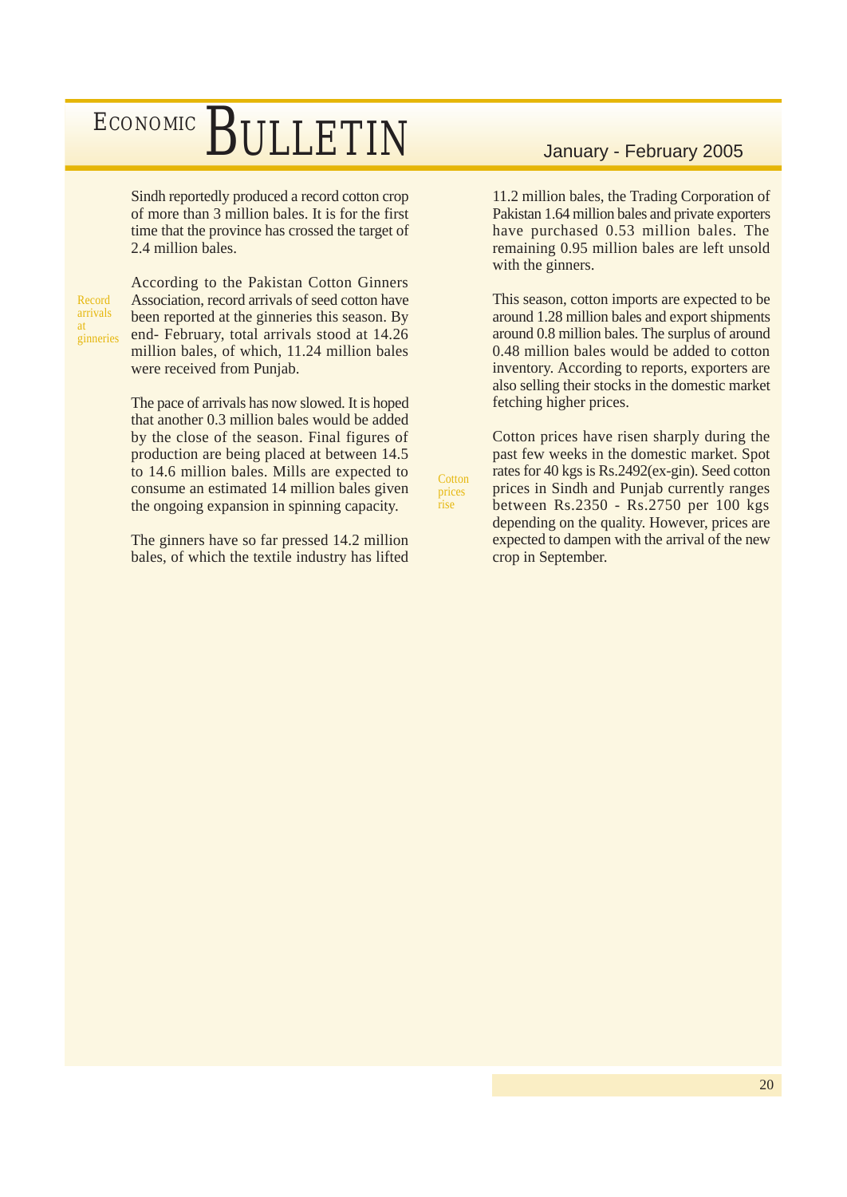Sindh reportedly produced a record cotton crop of more than 3 million bales. It is for the first time that the province has crossed the target of 2.4 million bales.

*Record arrivals at ginneries*

According to the Pakistan Cotton Ginners Association, record arrivals of seed cotton have been reported at the ginneries this season. By end- February, total arrivals stood at 14.26 million bales, of which, 11.24 million bales were received from Punjab.

The pace of arrivals has now slowed. It is hoped that another 0.3 million bales would be added by the close of the season. Final figures of production are being placed at between 14.5 to 14.6 million bales. Mills are expected to consume an estimated 14 million bales given the ongoing expansion in spinning capacity.

The ginners have so far pressed 14.2 million bales, of which the textile industry has lifted 11.2 million bales, the Trading Corporation of Pakistan 1.64 million bales and private exporters have purchased 0.53 million bales. The remaining 0.95 million bales are left unsold with the ginners.

This season, cotton imports are expected to be around 1.28 million bales and export shipments around 0.8 million bales. The surplus of around 0.48 million bales would be added to cotton inventory. According to reports, exporters are also selling their stocks in the domestic market fetching higher prices.

*Cotton prices rise*

Cotton prices have risen sharply during the past few weeks in the domestic market. Spot rates for 40 kgs is Rs.2492(ex-gin). Seed cotton prices in Sindh and Punjab currently ranges between Rs.2350 - Rs.2750 per 100 kgs depending on the quality. However, prices are expected to dampen with the arrival of the new crop in September.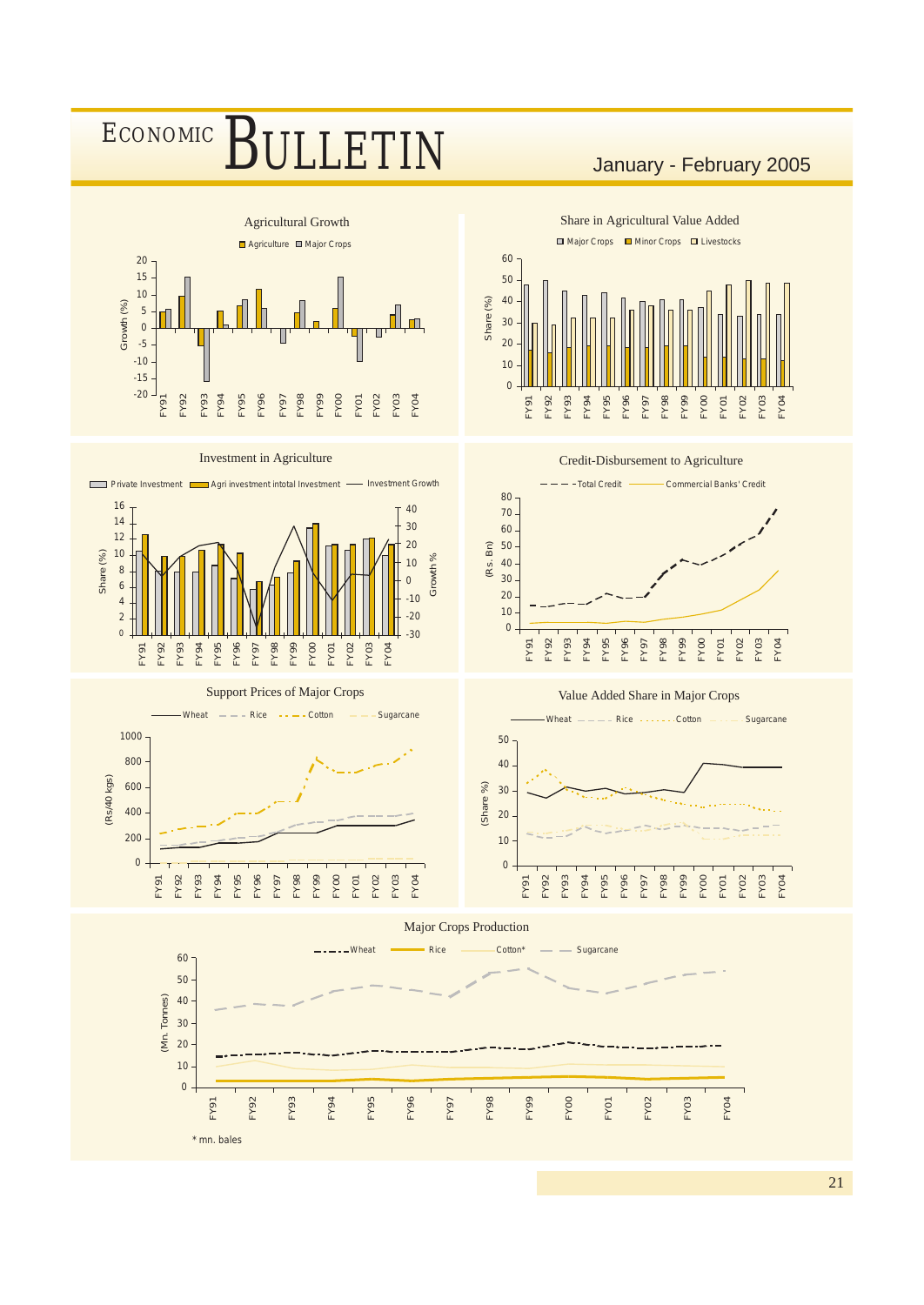## Agricultural Growth

Agriculture | Major Crops

Growth (%)

FY91 FY92 FY93 FY94 FY95 FY96 FY97 FY98 FY99 FY00 FY01 FY02 FY03 FY04

## Share in Agricultural Value Added

Major Crops | Minor Crops | Livestocks

Share (%)

FY91 FY92 FY93 FY94 FY95 FY96 FY97 FY98 FY99 FY00 FY01 FY02 FY03 FY04

## Investment in Agriculture

Private Investment | Agri investment intotal Investment | Investment Growth

Share (%) | Growth %

FY91 FY92 FY93 FY94 FY95 FY96 FY97 FY98 FY99 FY00 FY01 FY02 FY03 FY04

## Credit-Disbursement to Agriculture

Total Credit | Commercial Banks' Credit

(Rs. Bn)

FY91 FY92 FY93 FY94 FY95 FY96 FY97 FY98 FY99 FY00 FY01 FY02 FY03 FY04

## Support Prices of Major Crops

Wheat | Rice | Cotton | Sugarcane

(Rs/40 kgs)

FY91 FY92 FY93 FY94 FY95 FY96 FY97 FY98 FY99 FY00 FY01 FY02 FY03 FY04

## Value Added Share in Major Crops

Wheat | Rice | Cotton | Sugarcane

(Share %)

FY91 FY92 FY93 FY94 FY95 FY96 FY97 FY98 FY99 FY00 FY01 FY02 FY03 FY04

## Major Crops Production

Wheat | Rice | Cotton* | Sugarcane

(Mn. Tonnes)

FY91 FY92 FY93 FY94 FY95 FY96 FY97 FY98 FY99 FY00 FY01 FY02 FY03 FY04

\* mn. bales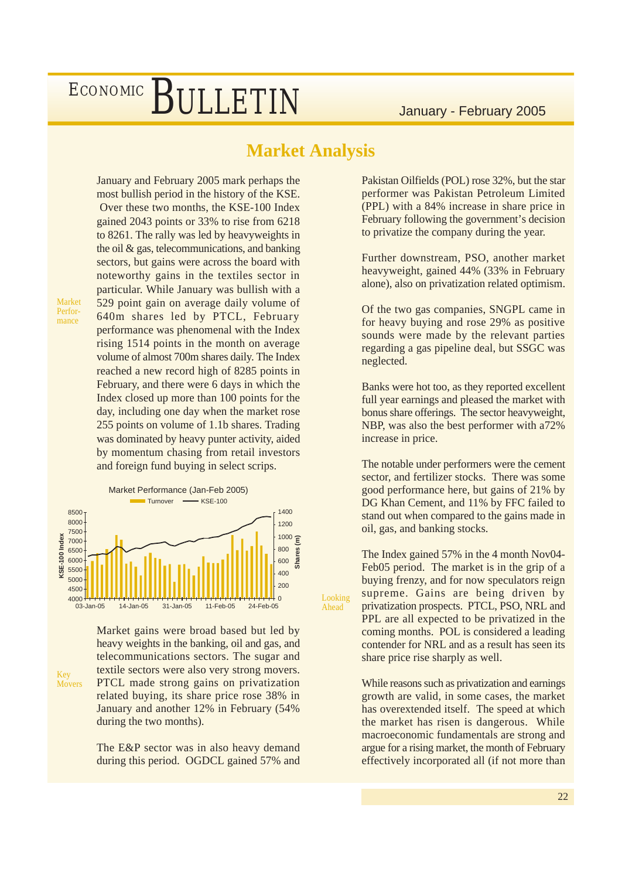## Market Analysis

**Market Performance**

January and February 2005 mark perhaps the most bullish period in the history of the KSE. Over these two months, the KSE-100 Index gained 2043 points or 33% to rise from 6218 to 8261. The rally was led by heavyweights in the oil & gas, telecommunications, and banking sectors, but gains were across the board with noteworthy gains in the textiles sector in particular. While January was bullish with a 529 point gain on average daily volume of 640m shares led by PTCL, February performance was phenomenal with the Index rising 1514 points in the month on average volume of almost 700m shares daily. The Index reached a new record high of 8285 points in February, and there were 6 days in which the Index closed up more than 100 points for the day, including one day when the market rose 255 points on volume of 1.1b shares. Trading was dominated by heavy punter activity, aided by momentum chasing from retail investors and foreign fund buying in select scrips.

Market Performance (Jan-Feb 2005)

**Key Movers**

Market gains were broad based but led by heavy weights in the banking, oil and gas, and telecommunications sectors. The sugar and textile sectors were also very strong movers. PTCL made strong gains on privatization related buying, its share price rose 38% in January and another 12% in February (54% during the two months).

The E&P sector was in also heavy demand during this period. OGDCL gained 57% and Pakistan Oilfields (POL) rose 32%, but the star performer was Pakistan Petroleum Limited (PPL) with a 84% increase in share price in February following the government's decision to privatize the company during the year.

Further downstream, PSO, another market heavyweight, gained 44% (33% in February alone), also on privatization related optimism.

Of the two gas companies, SNGPL came in for heavy buying and rose 29% as positive sounds were made by the relevant parties regarding a gas pipeline deal, but SSGC was neglected.

Banks were hot too, as they reported excellent full year earnings and pleased the market with bonus share offerings. The sector heavyweight, NBP, was also the best performer with a72% increase in price.

The notable under performers were the cement sector, and fertilizer stocks. There was some good performance here, but gains of 21% by DG Khan Cement, and 11% by FFC failed to stand out when compared to the gains made in oil, gas, and banking stocks.

**Looking Ahead**

The Index gained 57% in the 4 month Nov04-Feb05 period. The market is in the grip of a buying frenzy, and for now speculators reign supreme. Gains are being driven by privatization prospects. PTCL, PSO, NRL and PPL are all expected to be privatized in the coming months. POL is considered a leading contender for NRL and as a result has seen its share price rise sharply as well.

While reasons such as privatization and earnings growth are valid, in some cases, the market has overextended itself. The speed at which the market has risen is dangerous. While macroeconomic fundamentals are strong and argue for a rising market, the month of February effectively incorporated all (if not more than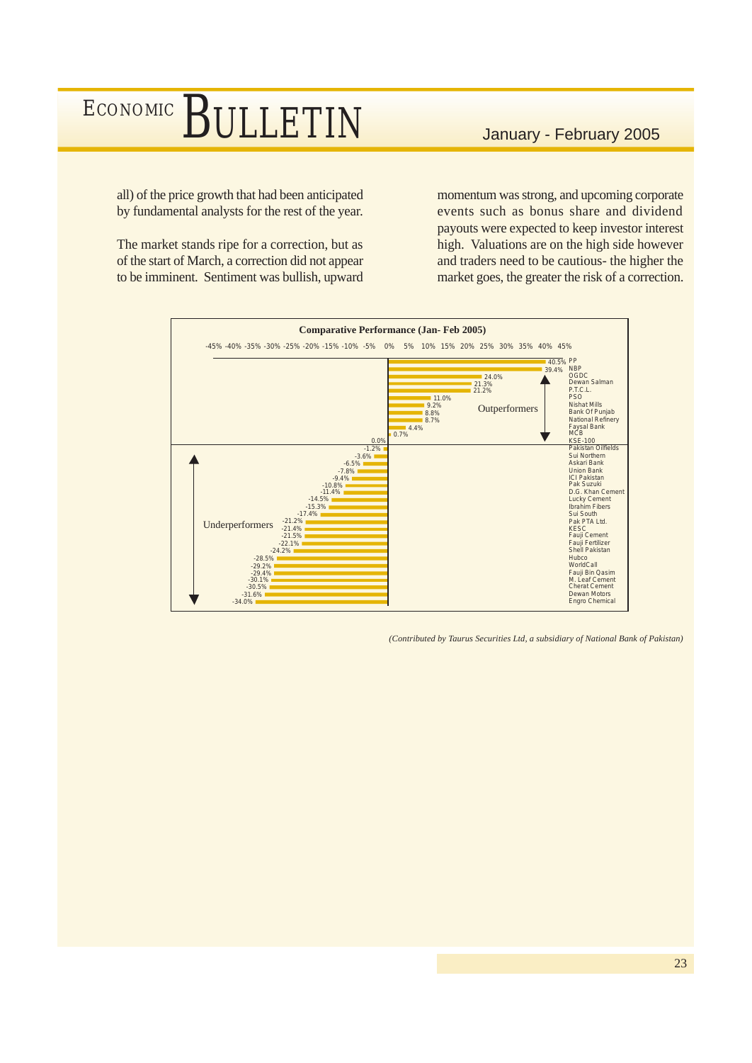all) of the price growth that had been anticipated by fundamental analysts for the rest of the year.

The market stands ripe for a correction, but as of the start of March, a correction did not appear to be imminent. Sentiment was bullish, upward momentum was strong, and upcoming corporate events such as bonus share and dividend payouts were expected to keep investor interest high. Valuations are on the high side however and traders need to be cautious- the higher the market goes, the greater the risk of a correction.

**Comparative Performance (Jan- Feb 2005)**

| Company | Performance |
|---|---|
| **Outperformers** | |
| PP | 40.5% |
| NBP | 39.4% |
| OGDC | 24.0% |
| Dewan Salman | 21.3% |
| P.T.C.L. | 21.2% |
| PSO | 11.0% |
| Nishat Mills | 9.2% |
| Bank Of Punjab | 8.8% |
| National Refinery | 8.7% |
| Faysal Bank | 4.4% |
| MCB | 0.7% |
| KSE-100 | 0.0% |
| **Underperformers** | |
| Pakistan Oilfields | -1.2% |
| Sui Northern | -3.6% |
| Askari Bank | -6.5% |
| Union Bank | -7.8% |
| ICI Pakistan | -9.4% |
| Pak Suzuki | -10.8% |
| D.G. Khan Cement | -11.4% |
| Lucky Cement | -14.5% |
| Ibrahim Fibers | -15.3% |
| Sui South | -17.4% |
| Pak PTA Ltd. | -21.2% |
| KESC | -21.4% |
| Fauji Cement | -21.5% |
| Fauji Fertilizer | -22.1% |
| Shell Pakistan | -24.2% |
| Hubco | -28.5% |
| WorldCall | -29.2% |
| Fauji Bin Qasim | -29.4% |
| M. Leaf Cement | -30.1% |
| Cherat Cement | -30.5% |
| Dewan Motors | -31.6% |
| Engro Chemical | -34.0% |

*(Contributed by Taurus Securities Ltd, a subsidiary of National Bank of Pakistan)*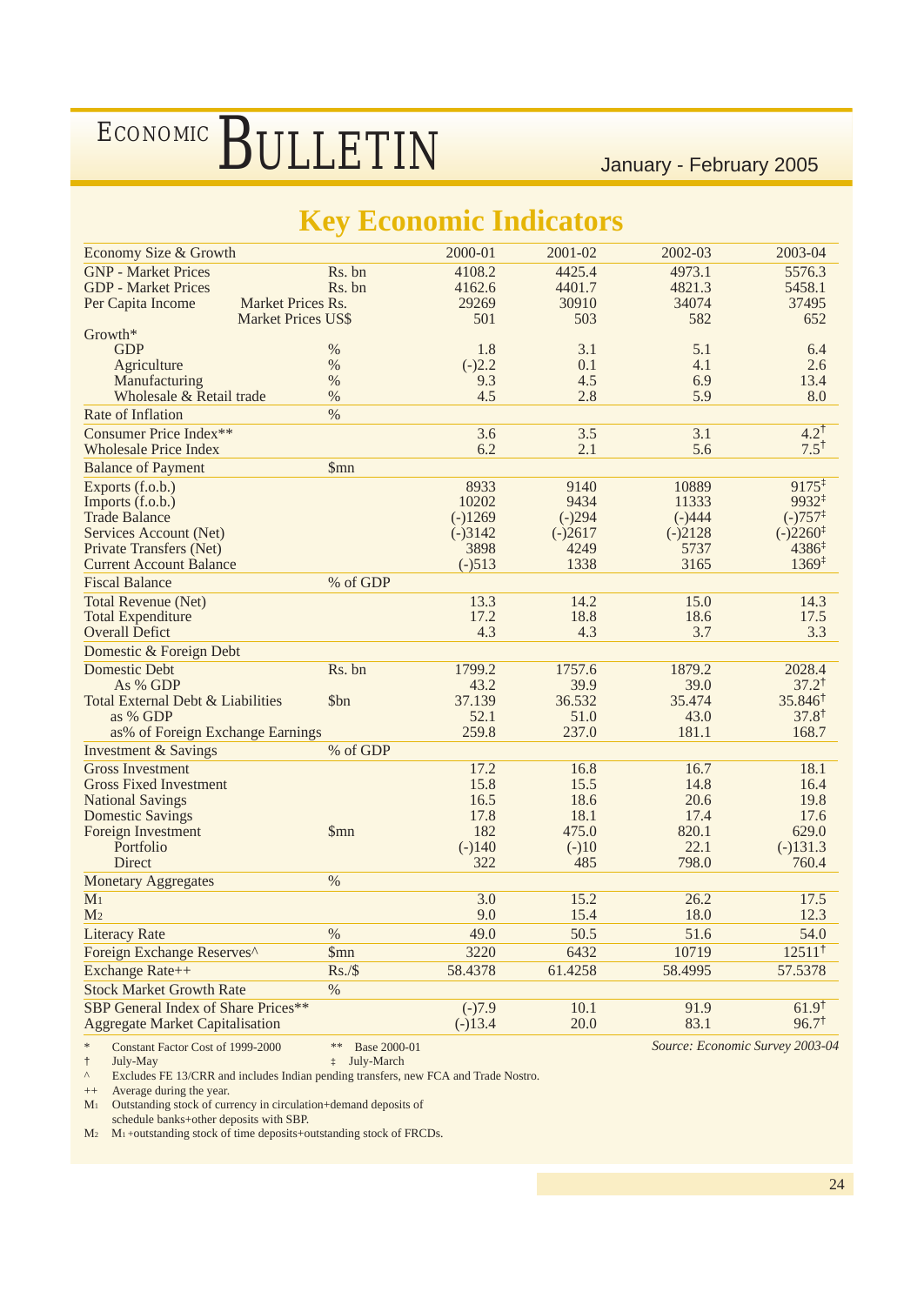# Key Economic Indicators

| Economy Size & Growth | | 2000-01 | 2001-02 | 2002-03 | 2003-04 |
|---|---|---|---|---|---|
| GNP - Market Prices | Rs. bn | 4108.2 | 4425.4 | 4973.1 | 5576.3 |
| GDP - Market Prices | Rs. bn | 4162.6 | 4401.7 | 4821.3 | 5458.1 |
| Per Capita Income | Market Prices Rs. | 29269 | 30910 | 34074 | 37495 |
| | Market Prices US$ | 501 | 503 | 582 | 652 |
| Growth* | | | | | |
| GDP | % | 1.8 | 3.1 | 5.1 | 6.4 |
| Agriculture | % | (-)2.2 | 0.1 | 4.1 | 2.6 |
| Manufacturing | % | 9.3 | 4.5 | 6.9 | 13.4 |
| Wholesale & Retail trade | % | 4.5 | 2.8 | 5.9 | 8.0 |
| Rate of Inflation | % | | | | |
| Consumer Price Index** | | 3.6 | 3.5 | 3.1 | 4.2† |
| Wholesale Price Index | | 6.2 | 2.1 | 5.6 | 7.5† |
| Balance of Payment | $mn | | | | |
| Exports (f.o.b.) | | 8933 | 9140 | 10889 | 9175‡ |
| Imports (f.o.b.) | | 10202 | 9434 | 11333 | 9932‡ |
| Trade Balance | | (-)1269 | (-)294 | (-)444 | (-)757‡ |
| Services Account (Net) | | (-)3142 | (-)2617 | (-)2128 | (-)2260‡ |
| Private Transfers (Net) | | 3898 | 4249 | 5737 | 4386‡ |
| Current Account Balance | | (-)513 | 1338 | 3165 | 1369‡ |
| Fiscal Balance | % of GDP | | | | |
| Total Revenue (Net) | | 13.3 | 14.2 | 15.0 | 14.3 |
| Total Expenditure | | 17.2 | 18.8 | 18.6 | 17.5 |
| Overall Defict | | 4.3 | 4.3 | 3.7 | 3.3 |
| Domestic & Foreign Debt | | | | | |
| Domestic Debt | Rs. bn | 1799.2 | 1757.6 | 1879.2 | 2028.4 |
| As % GDP | | 43.2 | 39.9 | 39.0 | 37.2† |
| Total External Debt & Liabilities | $bn | 37.139 | 36.532 | 35.474 | 35.846† |
| as % GDP | | 52.1 | 51.0 | 43.0 | 37.8† |
| as% of Foreign Exchange Earnings | | 259.8 | 237.0 | 181.1 | 168.7 |
| Investment & Savings | % of GDP | | | | |
| Gross Investment | | 17.2 | 16.8 | 16.7 | 18.1 |
| Gross Fixed Investment | | 15.8 | 15.5 | 14.8 | 16.4 |
| National Savings | | 16.5 | 18.6 | 20.6 | 19.8 |
| Domestic Savings | | 17.8 | 18.1 | 17.4 | 17.6 |
| Foreign Investment | $mn | 182 | 475.0 | 820.1 | 629.0 |
| Portfolio | | (-)140 | (-)10 | 22.1 | (-)131.3 |
| Direct | | 322 | 485 | 798.0 | 760.4 |
| Monetary Aggregates | % | | | | |
| $M_1$ | | 3.0 | 15.2 | 26.2 | 17.5 |
| $M_2$ | | 9.0 | 15.4 | 18.0 | 12.3 |
| Literacy Rate | % | 49.0 | 50.5 | 51.6 | 54.0 |
| Foreign Exchange Reserves^ | $mn | 3220 | 6432 | 10719 | 12511† |
| Exchange Rate++ | Rs./$ | 58.4378 | 61.4258 | 58.4995 | 57.5378 |
| Stock Market Growth Rate | % | | | | |
| SBP General Index of Share Prices** | | (-)7.9 | 10.1 | 91.9 | 61.9† |
| Aggregate Market Capitalisation | | (-)13.4 | 20.0 | 83.1 | 96.7† |

*Source: Economic Survey 2003-04*

\* Constant Factor Cost of 1999-2000 &nbsp;&nbsp; ** Base 2000-01

† July-May &nbsp;&nbsp; ‡ July-March

^ Excludes FE 13/CRR and includes Indian pending transfers, new FCA and Trade Nostro.

++ Average during the year.

$M_1$ Outstanding stock of currency in circulation+demand deposits of schedule banks+other deposits with SBP.

$M_2$ $M_1$ +outstanding stock of time deposits+outstanding stock of FRCDs.